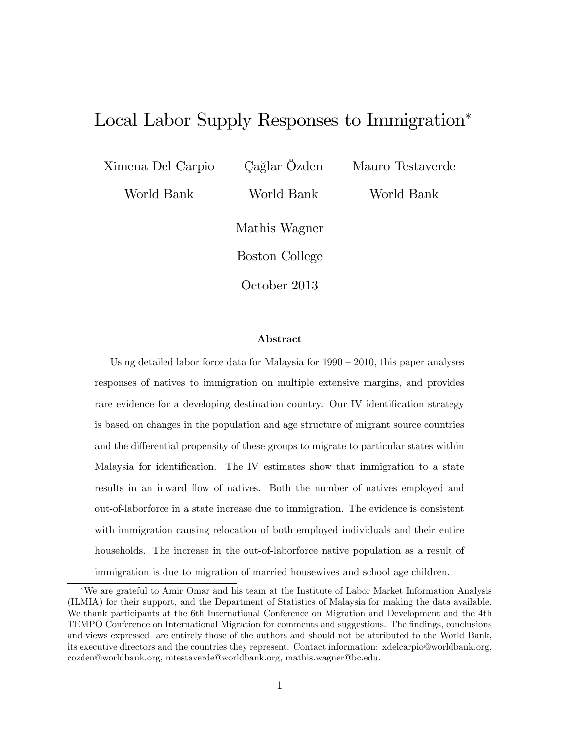# Local Labor Supply Responses to Immigration*

Ximena Del Carpio — World Bank

Çağlar Özden — World Bank

Mauro Testaverde — World Bank

Mathis Wagner — Boston College

October 2013

## Abstract

Using detailed labor force data for Malaysia for 1990 – 2010, this paper analyses responses of natives to immigration on multiple extensive margins, and provides rare evidence for a developing destination country. Our IV identification strategy is based on changes in the population and age structure of migrant source countries and the differential propensity of these groups to migrate to particular states within Malaysia for identification. The IV estimates show that immigration to a state results in an inward flow of natives. Both the number of natives employed and out-of-laborforce in a state increase due to immigration. The evidence is consistent with immigration causing relocation of both employed individuals and their entire households. The increase in the out-of-laborforce native population as a result of immigration is due to migration of married housewives and school age children.

---

*We are grateful to Amir Omar and his team at the Institute of Labor Market Information Analysis (ILMIA) for their support, and the Department of Statistics of Malaysia for making the data available. We thank participants at the 6th International Conference on Migration and Development and the 4th TEMPO Conference on International Migration for comments and suggestions. The findings, conclusions and views expressed are entirely those of the authors and should not be attributed to the World Bank, its executive directors and the countries they represent. Contact information: xdelcarpio@worldbank.org, cozden@worldbank.org, mtestaverde@worldbank.org, mathis.wagner@bc.edu.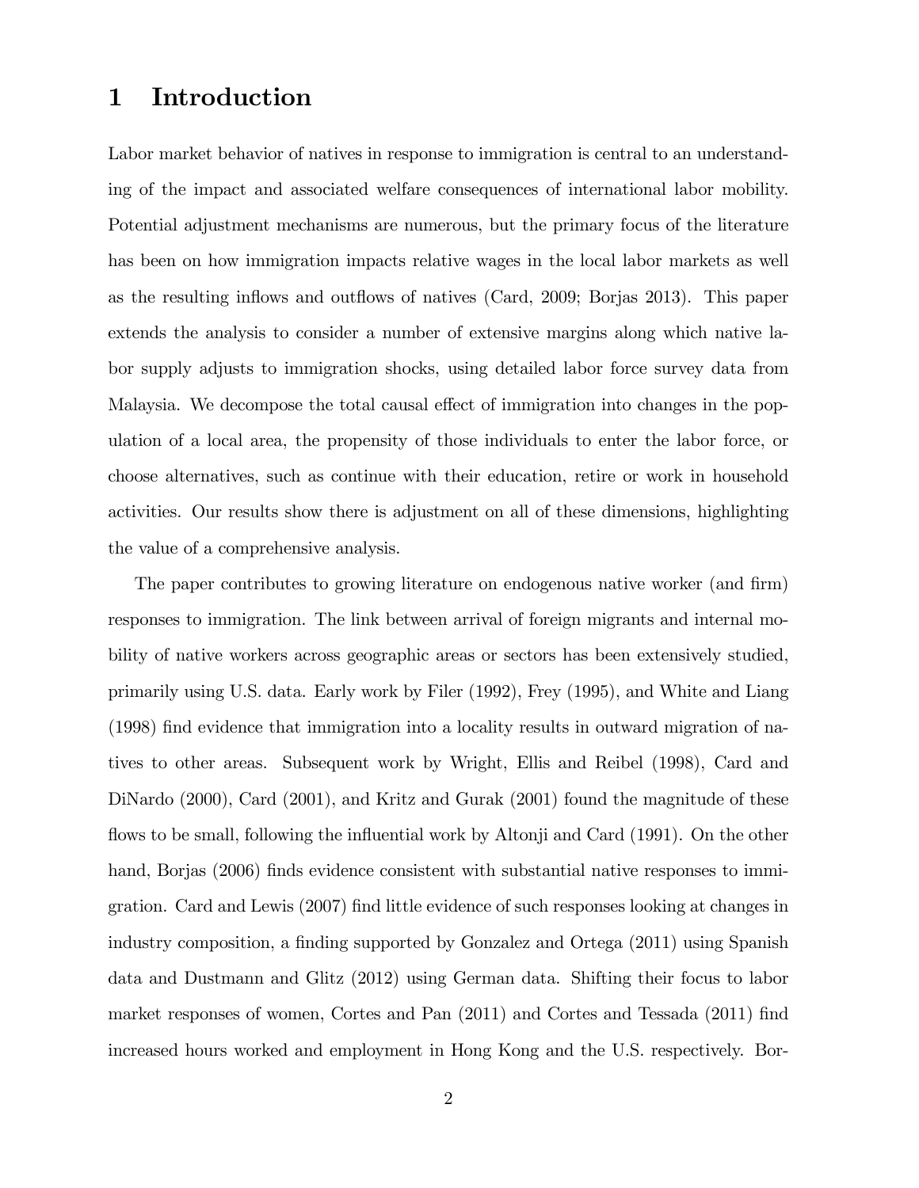# 1 Introduction

Labor market behavior of natives in response to immigration is central to an understanding of the impact and associated welfare consequences of international labor mobility. Potential adjustment mechanisms are numerous, but the primary focus of the literature has been on how immigration impacts relative wages in the local labor markets as well as the resulting inflows and outflows of natives (Card, 2009; Borjas 2013). This paper extends the analysis to consider a number of extensive margins along which native labor supply adjusts to immigration shocks, using detailed labor force survey data from Malaysia. We decompose the total causal effect of immigration into changes in the population of a local area, the propensity of those individuals to enter the labor force, or choose alternatives, such as continue with their education, retire or work in household activities. Our results show there is adjustment on all of these dimensions, highlighting the value of a comprehensive analysis.

The paper contributes to growing literature on endogenous native worker (and firm) responses to immigration. The link between arrival of foreign migrants and internal mobility of native workers across geographic areas or sectors has been extensively studied, primarily using U.S. data. Early work by Filer (1992), Frey (1995), and White and Liang (1998) find evidence that immigration into a locality results in outward migration of natives to other areas. Subsequent work by Wright, Ellis and Reibel (1998), Card and DiNardo (2000), Card (2001), and Kritz and Gurak (2001) found the magnitude of these flows to be small, following the influential work by Altonji and Card (1991). On the other hand, Borjas (2006) finds evidence consistent with substantial native responses to immigration. Card and Lewis (2007) find little evidence of such responses looking at changes in industry composition, a finding supported by Gonzalez and Ortega (2011) using Spanish data and Dustmann and Glitz (2012) using German data. Shifting their focus to labor market responses of women, Cortes and Pan (2011) and Cortes and Tessada (2011) find increased hours worked and employment in Hong Kong and the U.S. respectively. Bor-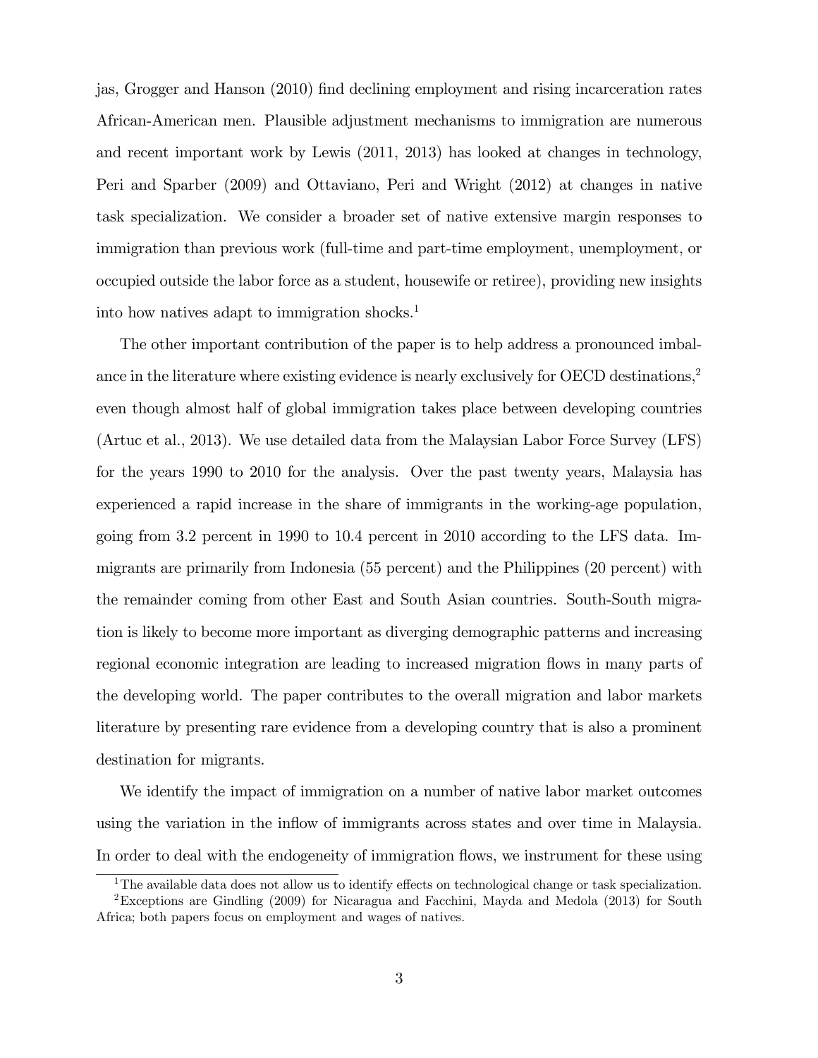jas, Grogger and Hanson (2010) find declining employment and rising incarceration rates African-American men. Plausible adjustment mechanisms to immigration are numerous and recent important work by Lewis (2011, 2013) has looked at changes in technology, Peri and Sparber (2009) and Ottaviano, Peri and Wright (2012) at changes in native task specialization. We consider a broader set of native extensive margin responses to immigration than previous work (full-time and part-time employment, unemployment, or occupied outside the labor force as a student, housewife or retiree), providing new insights into how natives adapt to immigration shocks.[1]

The other important contribution of the paper is to help address a pronounced imbalance in the literature where existing evidence is nearly exclusively for OECD destinations,[2] even though almost half of global immigration takes place between developing countries (Artuc et al., 2013). We use detailed data from the Malaysian Labor Force Survey (LFS) for the years 1990 to 2010 for the analysis. Over the past twenty years, Malaysia has experienced a rapid increase in the share of immigrants in the working-age population, going from 3.2 percent in 1990 to 10.4 percent in 2010 according to the LFS data. Immigrants are primarily from Indonesia (55 percent) and the Philippines (20 percent) with the remainder coming from other East and South Asian countries. South-South migration is likely to become more important as diverging demographic patterns and increasing regional economic integration are leading to increased migration flows in many parts of the developing world. The paper contributes to the overall migration and labor markets literature by presenting rare evidence from a developing country that is also a prominent destination for migrants.

We identify the impact of immigration on a number of native labor market outcomes using the variation in the inflow of immigrants across states and over time in Malaysia. In order to deal with the endogeneity of immigration flows, we instrument for these using

[1] The available data does not allow us to identify effects on technological change or task specialization.

[2] Exceptions are Gindling (2009) for Nicaragua and Facchini, Mayda and Medola (2013) for South Africa; both papers focus on employment and wages of natives.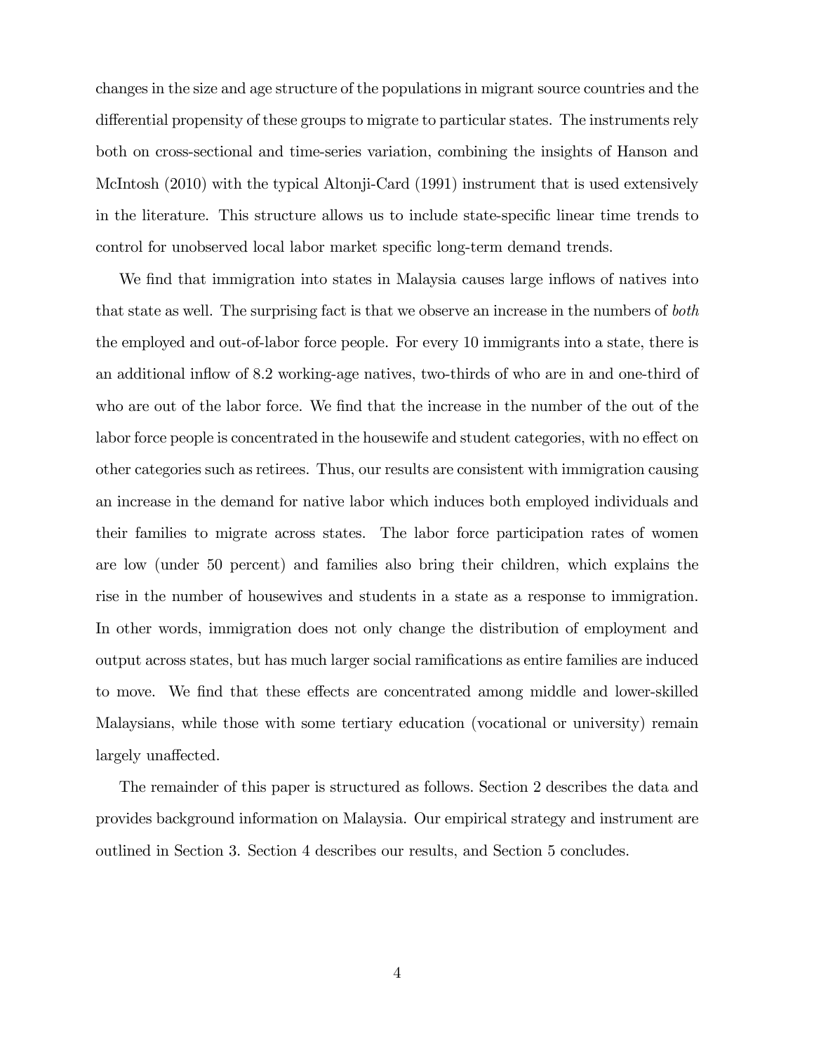changes in the size and age structure of the populations in migrant source countries and the differential propensity of these groups to migrate to particular states. The instruments rely both on cross-sectional and time-series variation, combining the insights of Hanson and McIntosh (2010) with the typical Altonji-Card (1991) instrument that is used extensively in the literature. This structure allows us to include state-specific linear time trends to control for unobserved local labor market specific long-term demand trends.

We find that immigration into states in Malaysia causes large inflows of natives into that state as well. The surprising fact is that we observe an increase in the numbers of *both* the employed and out-of-labor force people. For every 10 immigrants into a state, there is an additional inflow of 8.2 working-age natives, two-thirds of who are in and one-third of who are out of the labor force. We find that the increase in the number of the out of the labor force people is concentrated in the housewife and student categories, with no effect on other categories such as retirees. Thus, our results are consistent with immigration causing an increase in the demand for native labor which induces both employed individuals and their families to migrate across states. The labor force participation rates of women are low (under 50 percent) and families also bring their children, which explains the rise in the number of housewives and students in a state as a response to immigration. In other words, immigration does not only change the distribution of employment and output across states, but has much larger social ramifications as entire families are induced to move. We find that these effects are concentrated among middle and lower-skilled Malaysians, while those with some tertiary education (vocational or university) remain largely unaffected.

The remainder of this paper is structured as follows. Section 2 describes the data and provides background information on Malaysia. Our empirical strategy and instrument are outlined in Section 3. Section 4 describes our results, and Section 5 concludes.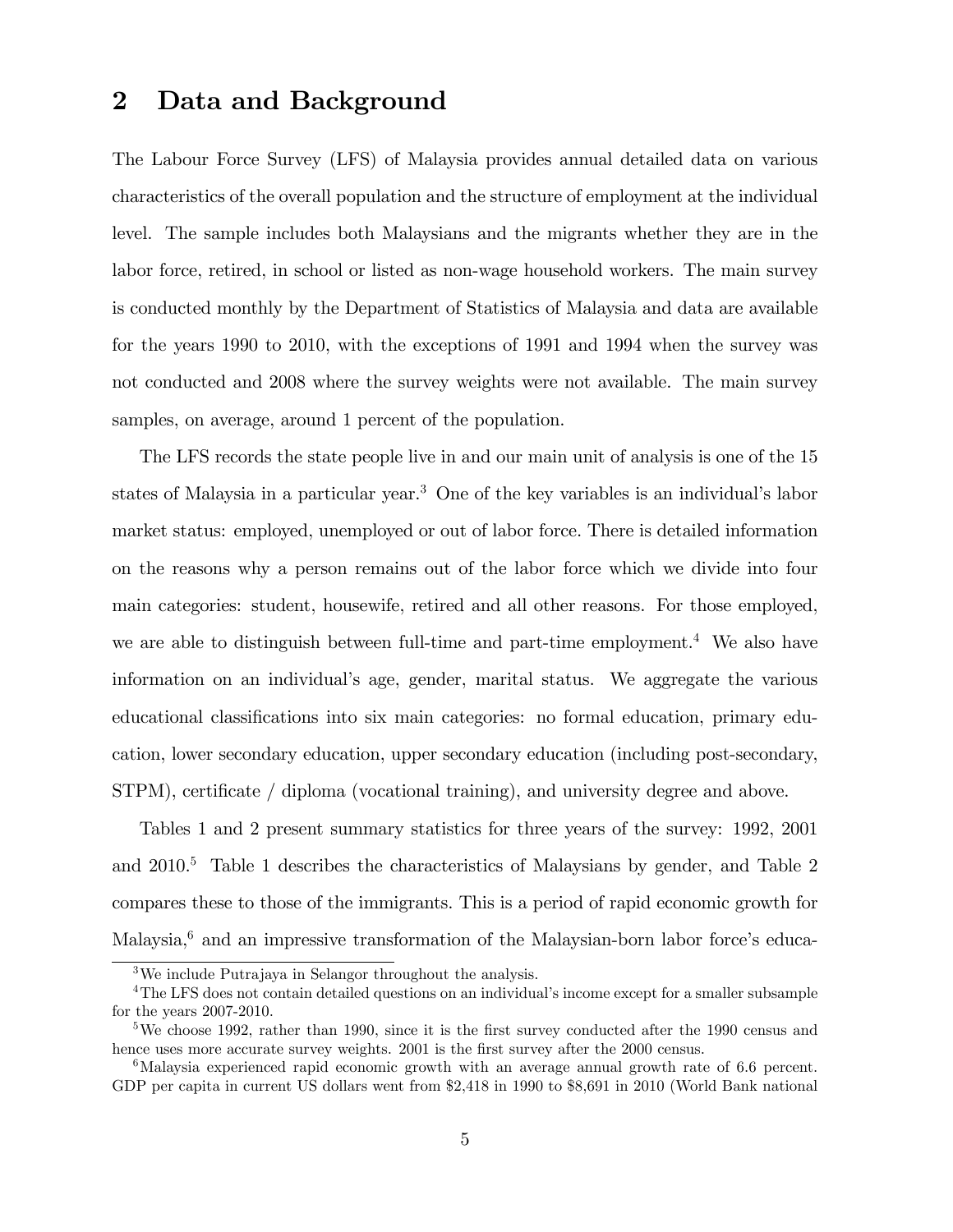## 2 Data and Background

The Labour Force Survey (LFS) of Malaysia provides annual detailed data on various characteristics of the overall population and the structure of employment at the individual level. The sample includes both Malaysians and the migrants whether they are in the labor force, retired, in school or listed as non-wage household workers. The main survey is conducted monthly by the Department of Statistics of Malaysia and data are available for the years 1990 to 2010, with the exceptions of 1991 and 1994 when the survey was not conducted and 2008 where the survey weights were not available. The main survey samples, on average, around 1 percent of the population.

The LFS records the state people live in and our main unit of analysis is one of the 15 states of Malaysia in a particular year.[3] One of the key variables is an individual's labor market status: employed, unemployed or out of labor force. There is detailed information on the reasons why a person remains out of the labor force which we divide into four main categories: student, housewife, retired and all other reasons. For those employed, we are able to distinguish between full-time and part-time employment.[4] We also have information on an individual's age, gender, marital status. We aggregate the various educational classifications into six main categories: no formal education, primary education, lower secondary education, upper secondary education (including post-secondary, STPM), certificate / diploma (vocational training), and university degree and above.

Tables 1 and 2 present summary statistics for three years of the survey: 1992, 2001 and 2010.[5] Table 1 describes the characteristics of Malaysians by gender, and Table 2 compares these to those of the immigrants. This is a period of rapid economic growth for Malaysia,[6] and an impressive transformation of the Malaysian-born labor force's educa-

[3]We include Putrajaya in Selangor throughout the analysis.

[4]The LFS does not contain detailed questions on an individual's income except for a smaller subsample for the years 2007-2010.

[5]We choose 1992, rather than 1990, since it is the first survey conducted after the 1990 census and hence uses more accurate survey weights. 2001 is the first survey after the 2000 census.

[6]Malaysia experienced rapid economic growth with an average annual growth rate of 6.6 percent. GDP per capita in current US dollars went from $2,418 in 1990 to $8,691 in 2010 (World Bank national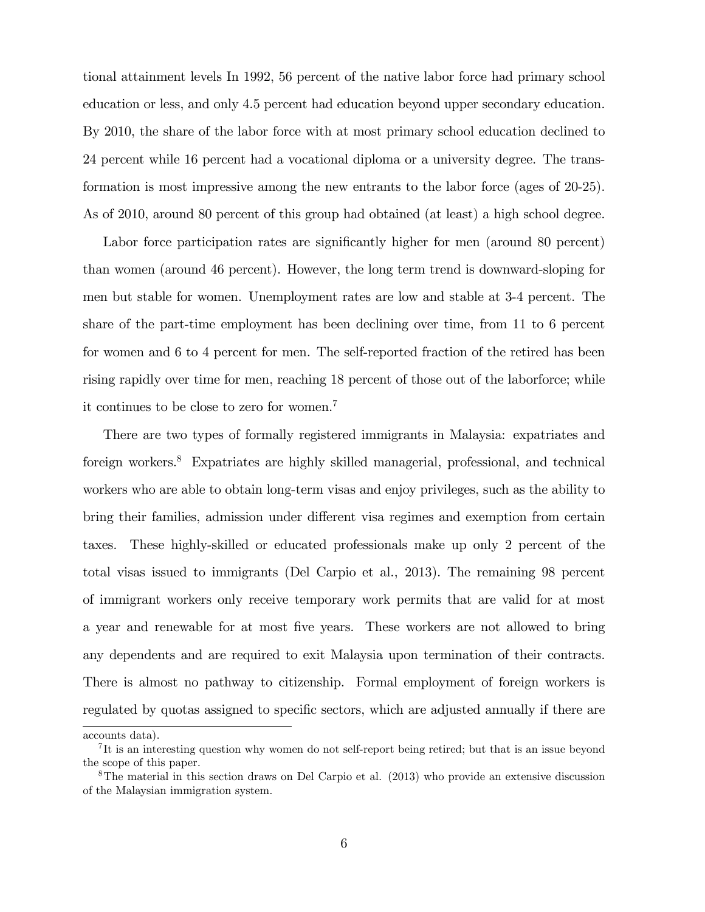tional attainment levels In 1992, 56 percent of the native labor force had primary school education or less, and only 4.5 percent had education beyond upper secondary education. By 2010, the share of the labor force with at most primary school education declined to 24 percent while 16 percent had a vocational diploma or a university degree. The transformation is most impressive among the new entrants to the labor force (ages of 20-25). As of 2010, around 80 percent of this group had obtained (at least) a high school degree.

Labor force participation rates are significantly higher for men (around 80 percent) than women (around 46 percent). However, the long term trend is downward-sloping for men but stable for women. Unemployment rates are low and stable at 3-4 percent. The share of the part-time employment has been declining over time, from 11 to 6 percent for women and 6 to 4 percent for men. The self-reported fraction of the retired has been rising rapidly over time for men, reaching 18 percent of those out of the laborforce; while it continues to be close to zero for women.[7]

There are two types of formally registered immigrants in Malaysia: expatriates and foreign workers.[8] Expatriates are highly skilled managerial, professional, and technical workers who are able to obtain long-term visas and enjoy privileges, such as the ability to bring their families, admission under different visa regimes and exemption from certain taxes. These highly-skilled or educated professionals make up only 2 percent of the total visas issued to immigrants (Del Carpio et al., 2013). The remaining 98 percent of immigrant workers only receive temporary work permits that are valid for at most a year and renewable for at most five years. These workers are not allowed to bring any dependents and are required to exit Malaysia upon termination of their contracts. There is almost no pathway to citizenship. Formal employment of foreign workers is regulated by quotas assigned to specific sectors, which are adjusted annually if there are

accounts data).

[7]It is an interesting question why women do not self-report being retired; but that is an issue beyond the scope of this paper.

[8]The material in this section draws on Del Carpio et al. (2013) who provide an extensive discussion of the Malaysian immigration system.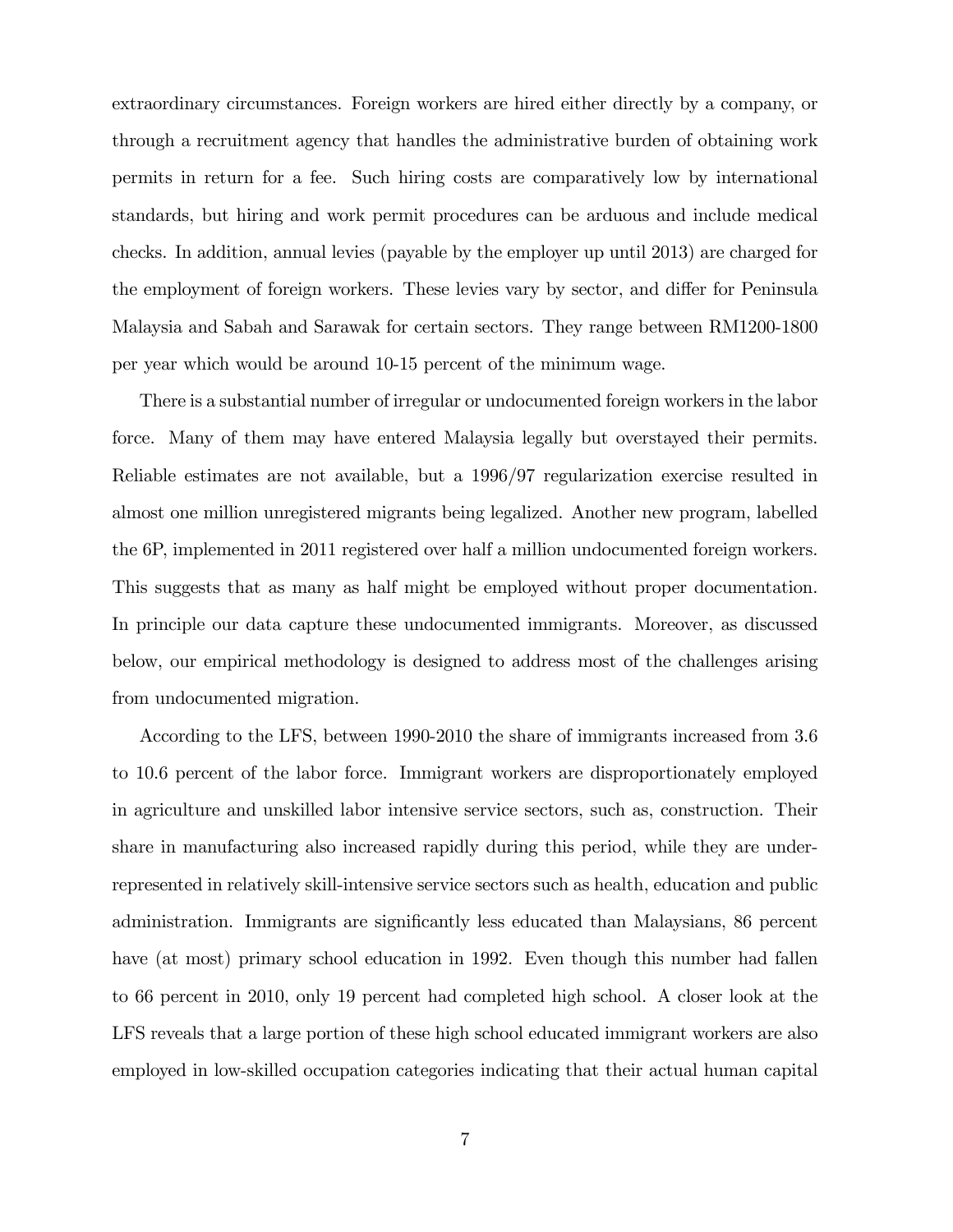extraordinary circumstances. Foreign workers are hired either directly by a company, or through a recruitment agency that handles the administrative burden of obtaining work permits in return for a fee. Such hiring costs are comparatively low by international standards, but hiring and work permit procedures can be arduous and include medical checks. In addition, annual levies (payable by the employer up until 2013) are charged for the employment of foreign workers. These levies vary by sector, and differ for Peninsula Malaysia and Sabah and Sarawak for certain sectors. They range between RM1200-1800 per year which would be around 10-15 percent of the minimum wage.

There is a substantial number of irregular or undocumented foreign workers in the labor force. Many of them may have entered Malaysia legally but overstayed their permits. Reliable estimates are not available, but a 1996/97 regularization exercise resulted in almost one million unregistered migrants being legalized. Another new program, labelled the 6P, implemented in 2011 registered over half a million undocumented foreign workers. This suggests that as many as half might be employed without proper documentation. In principle our data capture these undocumented immigrants. Moreover, as discussed below, our empirical methodology is designed to address most of the challenges arising from undocumented migration.

According to the LFS, between 1990-2010 the share of immigrants increased from 3.6 to 10.6 percent of the labor force. Immigrant workers are disproportionately employed in agriculture and unskilled labor intensive service sectors, such as, construction. Their share in manufacturing also increased rapidly during this period, while they are under-represented in relatively skill-intensive service sectors such as health, education and public administration. Immigrants are significantly less educated than Malaysians, 86 percent have (at most) primary school education in 1992. Even though this number had fallen to 66 percent in 2010, only 19 percent had completed high school. A closer look at the LFS reveals that a large portion of these high school educated immigrant workers are also employed in low-skilled occupation categories indicating that their actual human capital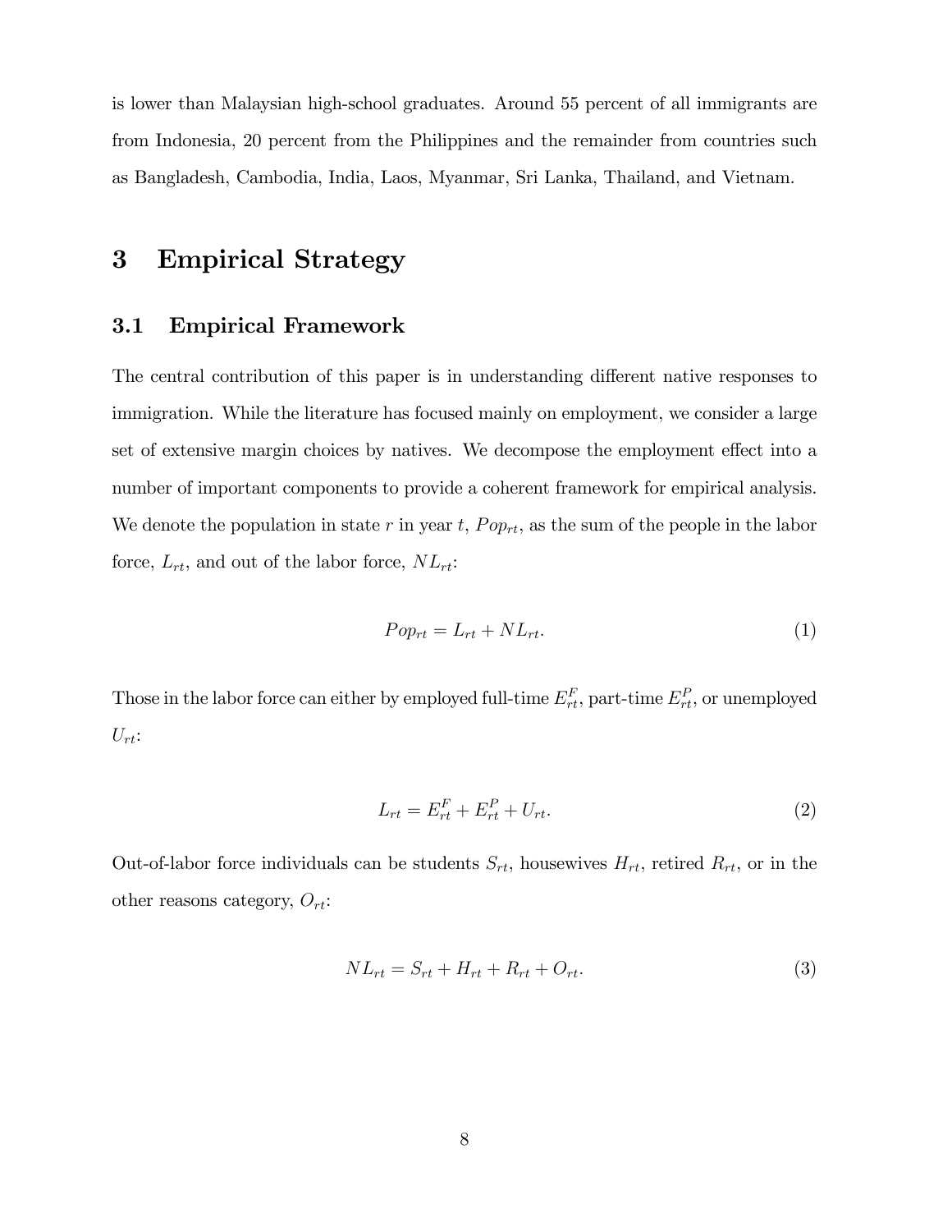is lower than Malaysian high-school graduates. Around 55 percent of all immigrants are from Indonesia, 20 percent from the Philippines and the remainder from countries such as Bangladesh, Cambodia, India, Laos, Myanmar, Sri Lanka, Thailand, and Vietnam.

# 3 Empirical Strategy

## 3.1 Empirical Framework

The central contribution of this paper is in understanding different native responses to immigration. While the literature has focused mainly on employment, we consider a large set of extensive margin choices by natives. We decompose the employment effect into a number of important components to provide a coherent framework for empirical analysis. We denote the population in state $r$ in year $t$, $Pop_{rt}$, as the sum of the people in the labor force, $L_{rt}$, and out of the labor force, $NL_{rt}$:

$$Pop_{rt} = L_{rt} + NL_{rt}. \tag{1}$$

Those in the labor force can either by employed full-time $E^{F}_{rt}$, part-time $E^{P}_{rt}$, or unemployed $U_{rt}$:

$$L_{rt} = E^{F}_{rt} + E^{P}_{rt} + U_{rt}. \tag{2}$$

Out-of-labor force individuals can be students $S_{rt}$, housewives $H_{rt}$, retired $R_{rt}$, or in the other reasons category, $O_{rt}$:

$$NL_{rt} = S_{rt} + H_{rt} + R_{rt} + O_{rt}. \tag{3}$$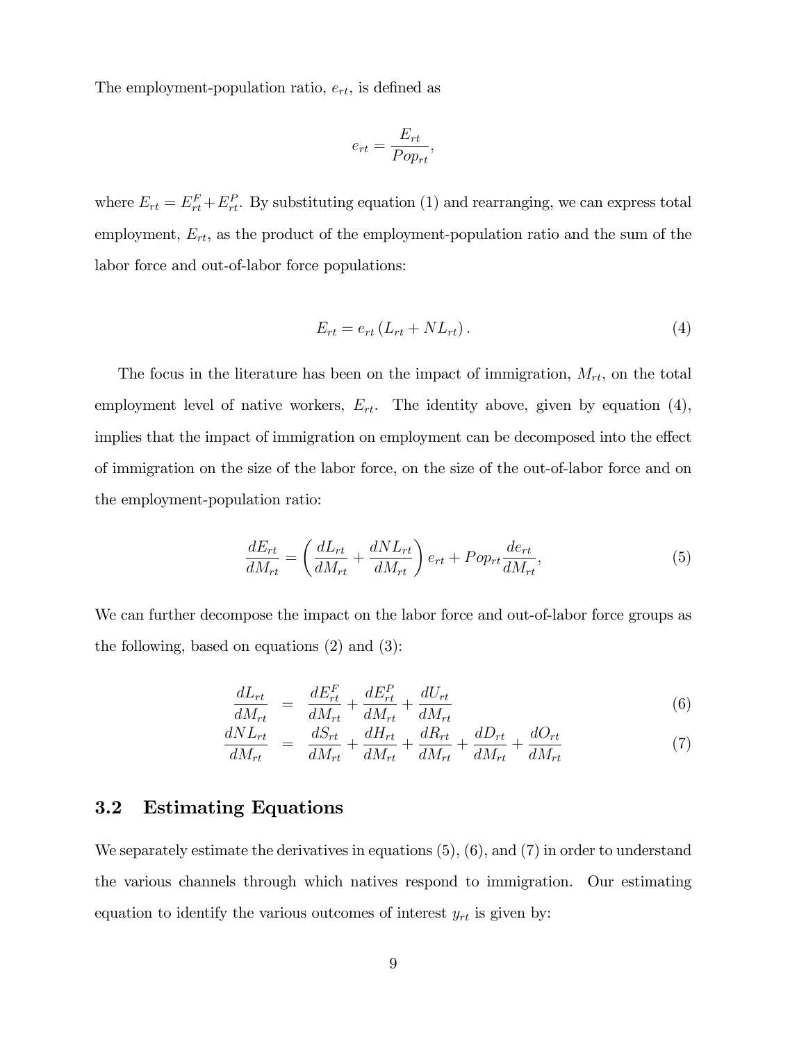The employment-population ratio, $e_{rt}$, is defined as

$$e_{rt} = \frac{E_{rt}}{Pop_{rt}},$$

where $E_{rt} = E_{rt}^{F} + E_{rt}^{P}$. By substituting equation (1) and rearranging, we can express total employment, $E_{rt}$, as the product of the employment-population ratio and the sum of the labor force and out-of-labor force populations:

$$E_{rt} = e_{rt} \left( L_{rt} + NL_{rt} \right). \tag{4}$$

The focus in the literature has been on the impact of immigration, $M_{rt}$, on the total employment level of native workers, $E_{rt}$. The identity above, given by equation (4), implies that the impact of immigration on employment can be decomposed into the effect of immigration on the size of the labor force, on the size of the out-of-labor force and on the employment-population ratio:

$$\frac{dE_{rt}}{dM_{rt}} = \left( \frac{dL_{rt}}{dM_{rt}} + \frac{dNL_{rt}}{dM_{rt}} \right) e_{rt} + Pop_{rt} \frac{de_{rt}}{dM_{rt}}, \tag{5}$$

We can further decompose the impact on the labor force and out-of-labor force groups as the following, based on equations (2) and (3):

$$\frac{dL_{rt}}{dM_{rt}} = \frac{dE_{rt}^{F}}{dM_{rt}} + \frac{dE_{rt}^{P}}{dM_{rt}} + \frac{dU_{rt}}{dM_{rt}} \tag{6}$$

$$\frac{dNL_{rt}}{dM_{rt}} = \frac{dS_{rt}}{dM_{rt}} + \frac{dH_{rt}}{dM_{rt}} + \frac{dR_{rt}}{dM_{rt}} + \frac{dD_{rt}}{dM_{rt}} + \frac{dO_{rt}}{dM_{rt}} \tag{7}$$

## 3.2 Estimating Equations

We separately estimate the derivatives in equations (5), (6), and (7) in order to understand the various channels through which natives respond to immigration. Our estimating equation to identify the various outcomes of interest $y_{rt}$ is given by: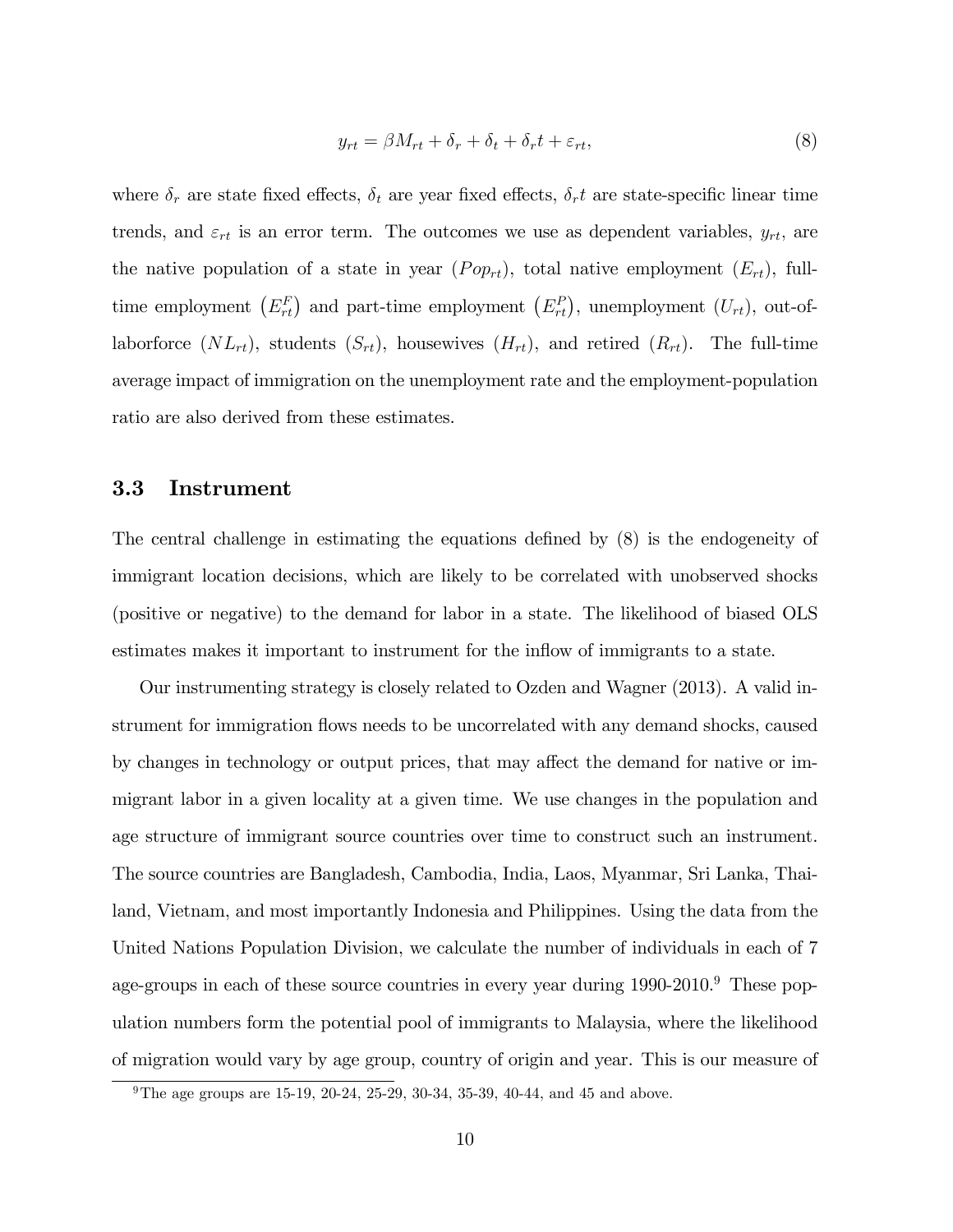$$y_{rt} = \beta M_{rt} + \delta_r + \delta_t + \delta_r t + \varepsilon_{rt}, \tag{8}$$

where $\delta_r$ are state fixed effects, $\delta_t$ are year fixed effects, $\delta_r t$ are state-specific linear time trends, and $\varepsilon_{rt}$ is an error term. The outcomes we use as dependent variables, $y_{rt}$, are the native population of a state in year ($Pop_{rt}$), total native employment ($E_{rt}$), full-time employment $\left(E_{rt}^{F}\right)$ and part-time employment $\left(E_{rt}^{P}\right)$, unemployment ($U_{rt}$), out-of-laborforce ($NL_{rt}$), students ($S_{rt}$), housewives ($H_{rt}$), and retired ($R_{rt}$). The full-time average impact of immigration on the unemployment rate and the employment-population ratio are also derived from these estimates.

### 3.3 Instrument

The central challenge in estimating the equations defined by (8) is the endogeneity of immigrant location decisions, which are likely to be correlated with unobserved shocks (positive or negative) to the demand for labor in a state. The likelihood of biased OLS estimates makes it important to instrument for the inflow of immigrants to a state.

Our instrumenting strategy is closely related to Ozden and Wagner (2013). A valid instrument for immigration flows needs to be uncorrelated with any demand shocks, caused by changes in technology or output prices, that may affect the demand for native or immigrant labor in a given locality at a given time. We use changes in the population and age structure of immigrant source countries over time to construct such an instrument. The source countries are Bangladesh, Cambodia, India, Laos, Myanmar, Sri Lanka, Thailand, Vietnam, and most importantly Indonesia and Philippines. Using the data from the United Nations Population Division, we calculate the number of individuals in each of 7 age-groups in each of these source countries in every year during 1990-2010.[9] These population numbers form the potential pool of immigrants to Malaysia, where the likelihood of migration would vary by age group, country of origin and year. This is our measure of

[9] The age groups are 15-19, 20-24, 25-29, 30-34, 35-39, 40-44, and 45 and above.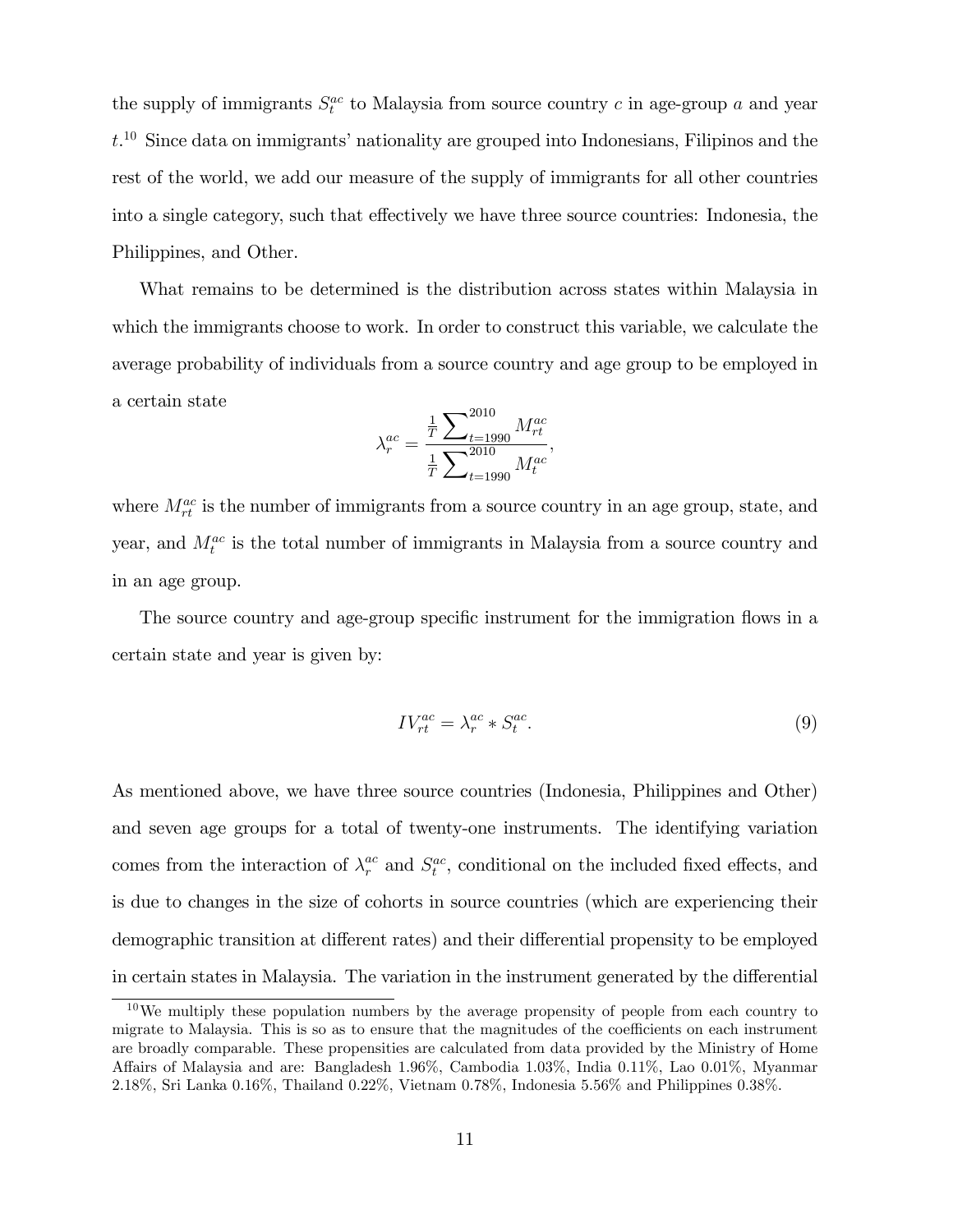the supply of immigrants $S_t^{ac}$ to Malaysia from source country $c$ in age-group $a$ and year $t$.[10] Since data on immigrants' nationality are grouped into Indonesians, Filipinos and the rest of the world, we add our measure of the supply of immigrants for all other countries into a single category, such that effectively we have three source countries: Indonesia, the Philippines, and Other.

What remains to be determined is the distribution across states within Malaysia in which the immigrants choose to work. In order to construct this variable, we calculate the average probability of individuals from a source country and age group to be employed in a certain state

$$\lambda_r^{ac} = \frac{\frac{1}{T}\sum_{t=1990}^{2010} M_{rt}^{ac}}{\frac{1}{T}\sum_{t=1990}^{2010} M_t^{ac}},$$

where $M_{rt}^{ac}$ is the number of immigrants from a source country in an age group, state, and year, and $M_t^{ac}$ is the total number of immigrants in Malaysia from a source country and in an age group.

The source country and age-group specific instrument for the immigration flows in a certain state and year is given by:

$$IV_{rt}^{ac} = \lambda_r^{ac} * S_t^{ac}. \tag{9}$$

As mentioned above, we have three source countries (Indonesia, Philippines and Other) and seven age groups for a total of twenty-one instruments. The identifying variation comes from the interaction of $\lambda_r^{ac}$ and $S_t^{ac}$, conditional on the included fixed effects, and is due to changes in the size of cohorts in source countries (which are experiencing their demographic transition at different rates) and their differential propensity to be employed in certain states in Malaysia. The variation in the instrument generated by the differential

[10] We multiply these population numbers by the average propensity of people from each country to migrate to Malaysia. This is so as to ensure that the magnitudes of the coefficients on each instrument are broadly comparable. These propensities are calculated from data provided by the Ministry of Home Affairs of Malaysia and are: Bangladesh 1.96%, Cambodia 1.03%, India 0.11%, Lao 0.01%, Myanmar 2.18%, Sri Lanka 0.16%, Thailand 0.22%, Vietnam 0.78%, Indonesia 5.56% and Philippines 0.38%.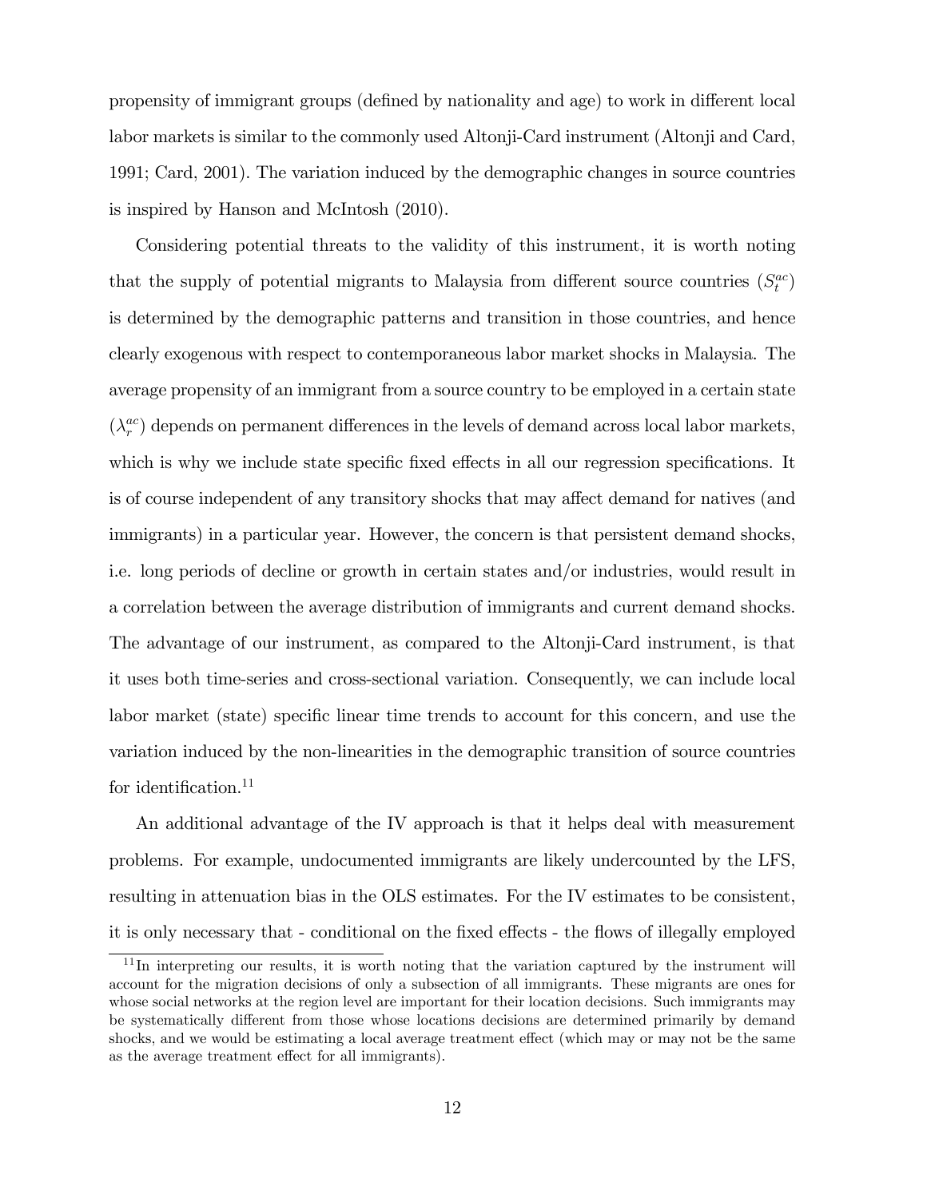propensity of immigrant groups (defined by nationality and age) to work in different local labor markets is similar to the commonly used Altonji-Card instrument (Altonji and Card, 1991; Card, 2001). The variation induced by the demographic changes in source countries is inspired by Hanson and McIntosh (2010).

Considering potential threats to the validity of this instrument, it is worth noting that the supply of potential migrants to Malaysia from different source countries ($S_t^{ac}$) is determined by the demographic patterns and transition in those countries, and hence clearly exogenous with respect to contemporaneous labor market shocks in Malaysia. The average propensity of an immigrant from a source country to be employed in a certain state ($\lambda_r^{ac}$) depends on permanent differences in the levels of demand across local labor markets, which is why we include state specific fixed effects in all our regression specifications. It is of course independent of any transitory shocks that may affect demand for natives (and immigrants) in a particular year. However, the concern is that persistent demand shocks, i.e. long periods of decline or growth in certain states and/or industries, would result in a correlation between the average distribution of immigrants and current demand shocks. The advantage of our instrument, as compared to the Altonji-Card instrument, is that it uses both time-series and cross-sectional variation. Consequently, we can include local labor market (state) specific linear time trends to account for this concern, and use the variation induced by the non-linearities in the demographic transition of source countries for identification.[11]

An additional advantage of the IV approach is that it helps deal with measurement problems. For example, undocumented immigrants are likely undercounted by the LFS, resulting in attenuation bias in the OLS estimates. For the IV estimates to be consistent, it is only necessary that - conditional on the fixed effects - the flows of illegally employed

[11] In interpreting our results, it is worth noting that the variation captured by the instrument will account for the migration decisions of only a subsection of all immigrants. These migrants are ones for whose social networks at the region level are important for their location decisions. Such immigrants may be systematically different from those whose locations decisions are determined primarily by demand shocks, and we would be estimating a local average treatment effect (which may or may not be the same as the average treatment effect for all immigrants).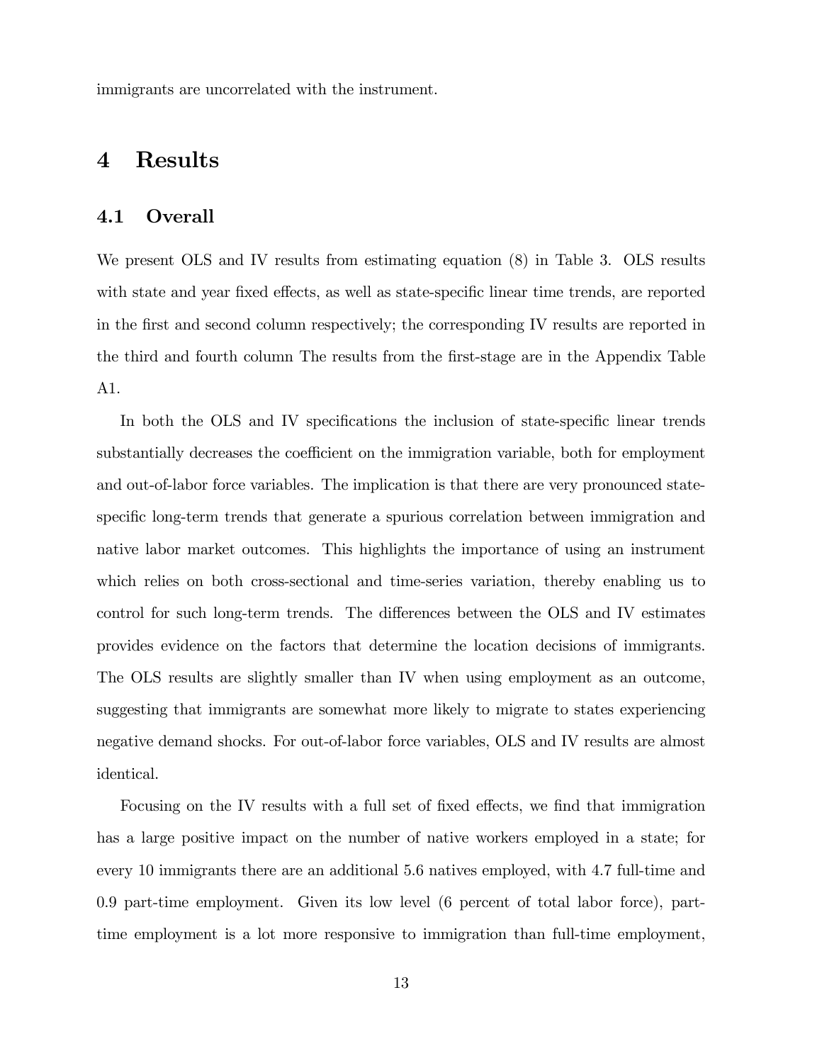immigrants are uncorrelated with the instrument.

# 4 Results

## 4.1 Overall

We present OLS and IV results from estimating equation (8) in Table 3. OLS results with state and year fixed effects, as well as state-specific linear time trends, are reported in the first and second column respectively; the corresponding IV results are reported in the third and fourth column The results from the first-stage are in the Appendix Table A1.

In both the OLS and IV specifications the inclusion of state-specific linear trends substantially decreases the coefficient on the immigration variable, both for employment and out-of-labor force variables. The implication is that there are very pronounced state-specific long-term trends that generate a spurious correlation between immigration and native labor market outcomes. This highlights the importance of using an instrument which relies on both cross-sectional and time-series variation, thereby enabling us to control for such long-term trends. The differences between the OLS and IV estimates provides evidence on the factors that determine the location decisions of immigrants. The OLS results are slightly smaller than IV when using employment as an outcome, suggesting that immigrants are somewhat more likely to migrate to states experiencing negative demand shocks. For out-of-labor force variables, OLS and IV results are almost identical.

Focusing on the IV results with a full set of fixed effects, we find that immigration has a large positive impact on the number of native workers employed in a state; for every 10 immigrants there are an additional 5.6 natives employed, with 4.7 full-time and 0.9 part-time employment. Given its low level (6 percent of total labor force), part-time employment is a lot more responsive to immigration than full-time employment,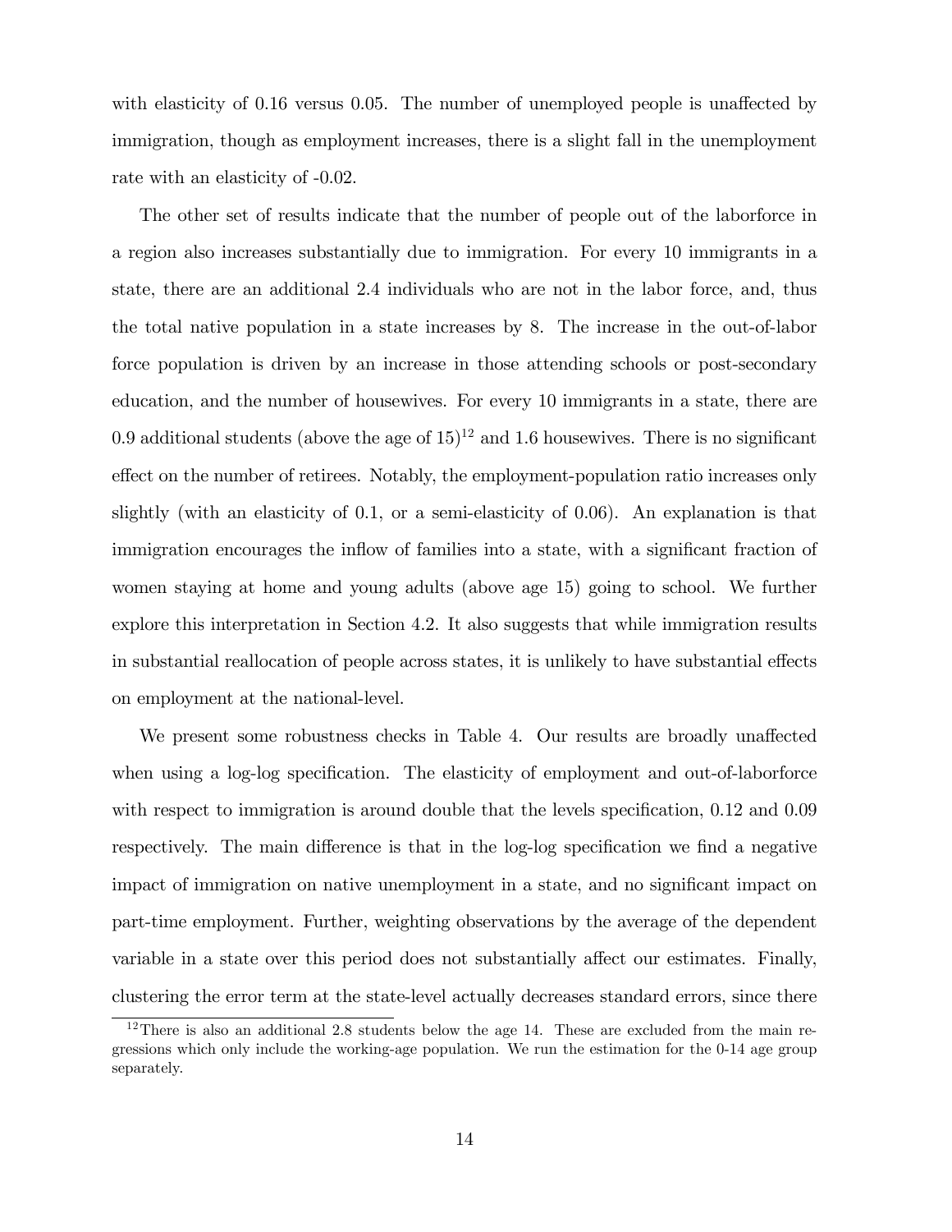with elasticity of 0.16 versus 0.05. The number of unemployed people is unaffected by immigration, though as employment increases, there is a slight fall in the unemployment rate with an elasticity of -0.02.

The other set of results indicate that the number of people out of the laborforce in a region also increases substantially due to immigration. For every 10 immigrants in a state, there are an additional 2.4 individuals who are not in the labor force, and, thus the total native population in a state increases by 8. The increase in the out-of-labor force population is driven by an increase in those attending schools or post-secondary education, and the number of housewives. For every 10 immigrants in a state, there are 0.9 additional students (above the age of 15)[12] and 1.6 housewives. There is no significant effect on the number of retirees. Notably, the employment-population ratio increases only slightly (with an elasticity of 0.1, or a semi-elasticity of 0.06). An explanation is that immigration encourages the inflow of families into a state, with a significant fraction of women staying at home and young adults (above age 15) going to school. We further explore this interpretation in Section 4.2. It also suggests that while immigration results in substantial reallocation of people across states, it is unlikely to have substantial effects on employment at the national-level.

We present some robustness checks in Table 4. Our results are broadly unaffected when using a log-log specification. The elasticity of employment and out-of-laborforce with respect to immigration is around double that the levels specification, 0.12 and 0.09 respectively. The main difference is that in the log-log specification we find a negative impact of immigration on native unemployment in a state, and no significant impact on part-time employment. Further, weighting observations by the average of the dependent variable in a state over this period does not substantially affect our estimates. Finally, clustering the error term at the state-level actually decreases standard errors, since there

[12] There is also an additional 2.8 students below the age 14. These are excluded from the main regressions which only include the working-age population. We run the estimation for the 0-14 age group separately.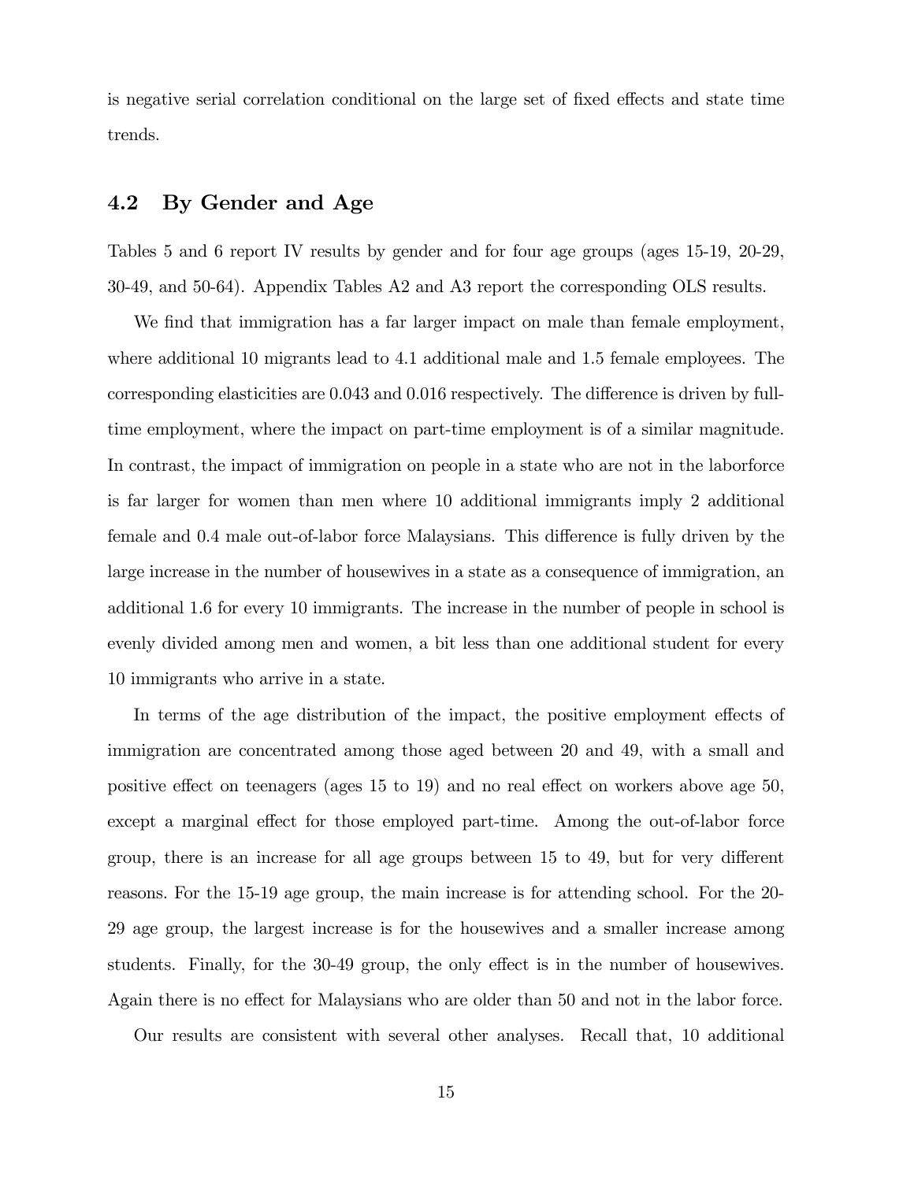is negative serial correlation conditional on the large set of fixed effects and state time trends.

## 4.2 By Gender and Age

Tables 5 and 6 report IV results by gender and for four age groups (ages 15-19, 20-29, 30-49, and 50-64). Appendix Tables A2 and A3 report the corresponding OLS results.

We find that immigration has a far larger impact on male than female employment, where additional 10 migrants lead to 4.1 additional male and 1.5 female employees. The corresponding elasticities are 0.043 and 0.016 respectively. The difference is driven by full-time employment, where the impact on part-time employment is of a similar magnitude. In contrast, the impact of immigration on people in a state who are not in the laborforce is far larger for women than men where 10 additional immigrants imply 2 additional female and 0.4 male out-of-labor force Malaysians. This difference is fully driven by the large increase in the number of housewives in a state as a consequence of immigration, an additional 1.6 for every 10 immigrants. The increase in the number of people in school is evenly divided among men and women, a bit less than one additional student for every 10 immigrants who arrive in a state.

In terms of the age distribution of the impact, the positive employment effects of immigration are concentrated among those aged between 20 and 49, with a small and positive effect on teenagers (ages 15 to 19) and no real effect on workers above age 50, except a marginal effect for those employed part-time. Among the out-of-labor force group, there is an increase for all age groups between 15 to 49, but for very different reasons. For the 15-19 age group, the main increase is for attending school. For the 20-29 age group, the largest increase is for the housewives and a smaller increase among students. Finally, for the 30-49 group, the only effect is in the number of housewives. Again there is no effect for Malaysians who are older than 50 and not in the labor force.

Our results are consistent with several other analyses. Recall that, 10 additional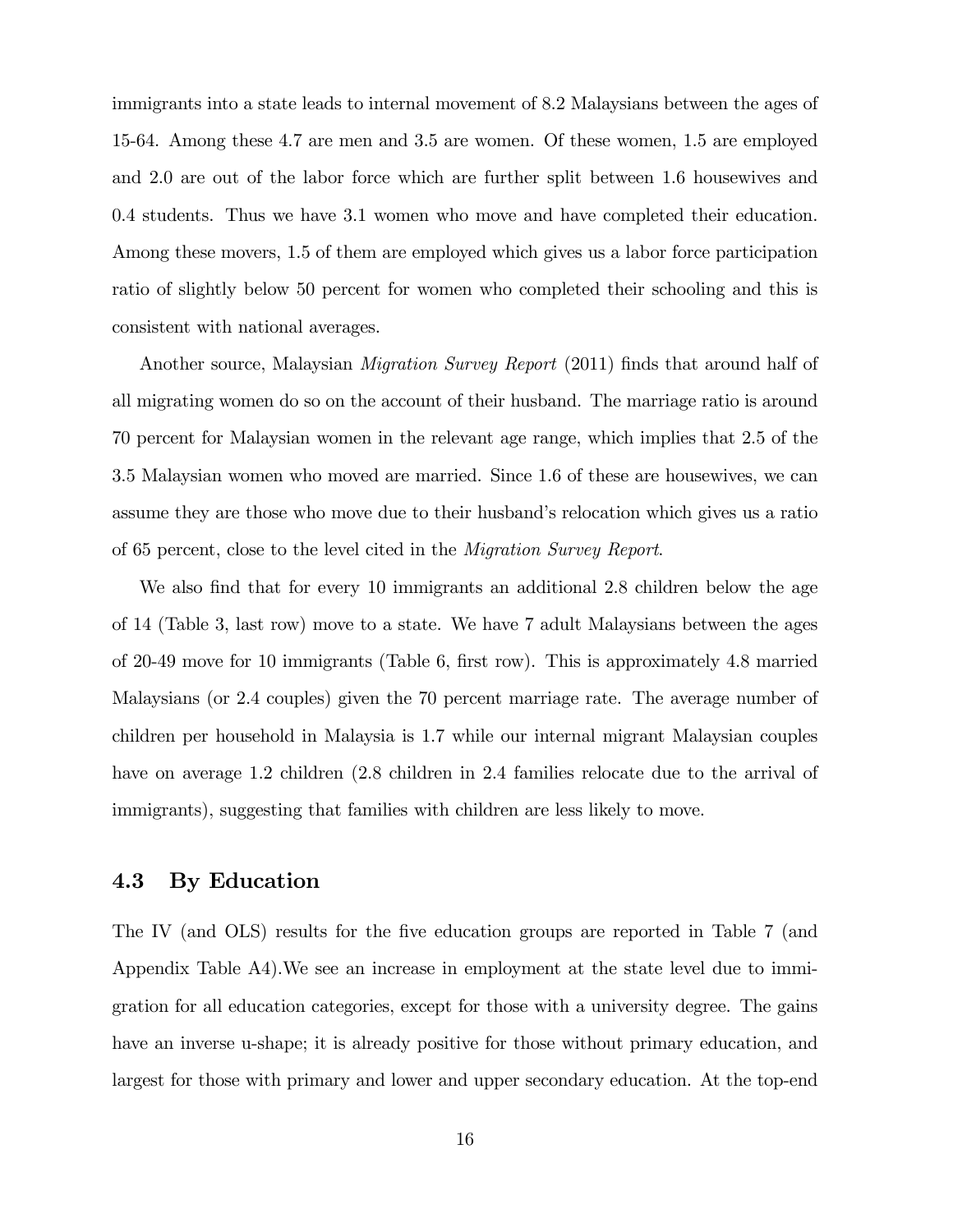immigrants into a state leads to internal movement of 8.2 Malaysians between the ages of 15-64. Among these 4.7 are men and 3.5 are women. Of these women, 1.5 are employed and 2.0 are out of the labor force which are further split between 1.6 housewives and 0.4 students. Thus we have 3.1 women who move and have completed their education. Among these movers, 1.5 of them are employed which gives us a labor force participation ratio of slightly below 50 percent for women who completed their schooling and this is consistent with national averages.

Another source, Malaysian *Migration Survey Report* (2011) finds that around half of all migrating women do so on the account of their husband. The marriage ratio is around 70 percent for Malaysian women in the relevant age range, which implies that 2.5 of the 3.5 Malaysian women who moved are married. Since 1.6 of these are housewives, we can assume they are those who move due to their husband's relocation which gives us a ratio of 65 percent, close to the level cited in the *Migration Survey Report*.

We also find that for every 10 immigrants an additional 2.8 children below the age of 14 (Table 3, last row) move to a state. We have 7 adult Malaysians between the ages of 20-49 move for 10 immigrants (Table 6, first row). This is approximately 4.8 married Malaysians (or 2.4 couples) given the 70 percent marriage rate. The average number of children per household in Malaysia is 1.7 while our internal migrant Malaysian couples have on average 1.2 children (2.8 children in 2.4 families relocate due to the arrival of immigrants), suggesting that families with children are less likely to move.

### 4.3 By Education

The IV (and OLS) results for the five education groups are reported in Table 7 (and Appendix Table A4).We see an increase in employment at the state level due to immigration for all education categories, except for those with a university degree. The gains have an inverse u-shape; it is already positive for those without primary education, and largest for those with primary and lower and upper secondary education. At the top-end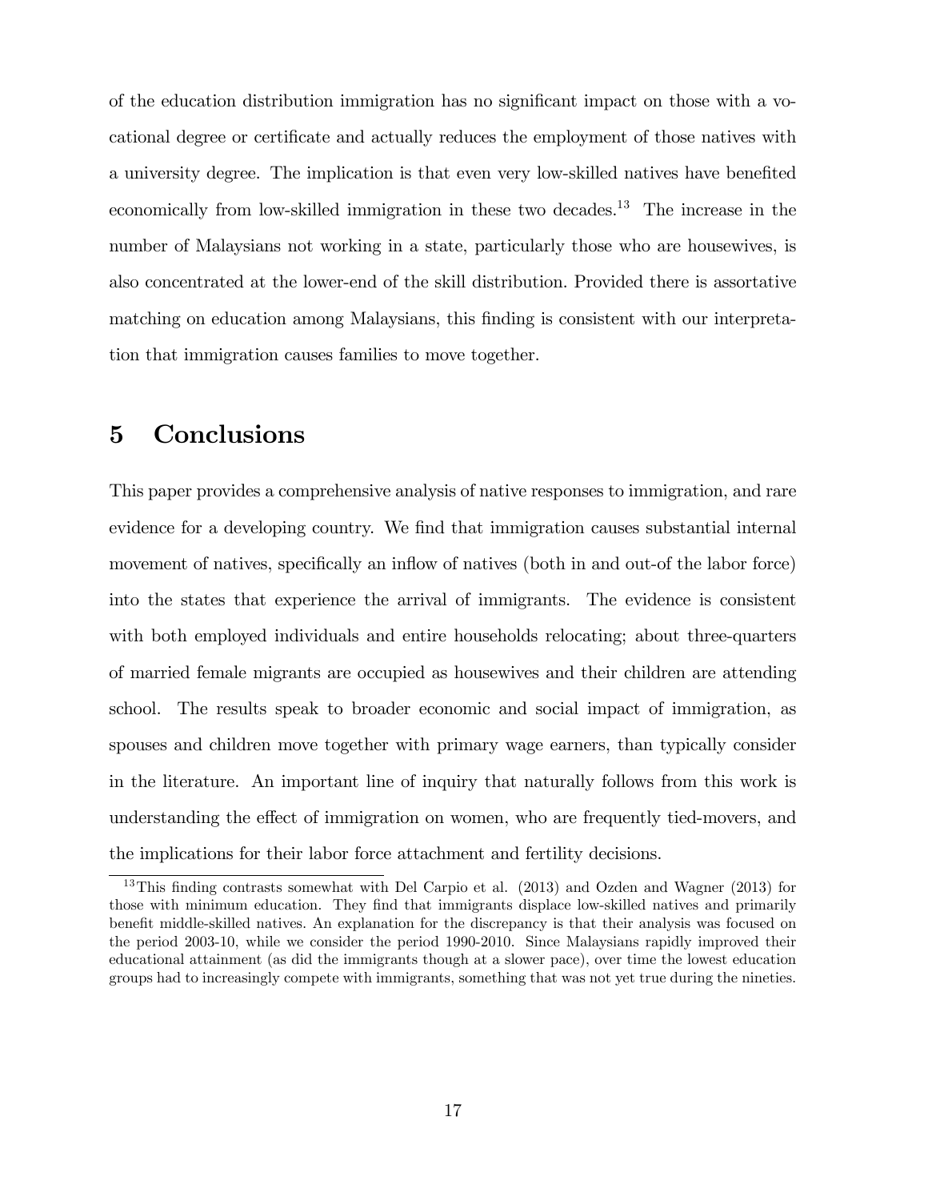of the education distribution immigration has no significant impact on those with a vocational degree or certificate and actually reduces the employment of those natives with a university degree. The implication is that even very low-skilled natives have benefited economically from low-skilled immigration in these two decades.[13] The increase in the number of Malaysians not working in a state, particularly those who are housewives, is also concentrated at the lower-end of the skill distribution. Provided there is assortative matching on education among Malaysians, this finding is consistent with our interpretation that immigration causes families to move together.

# 5 Conclusions

This paper provides a comprehensive analysis of native responses to immigration, and rare evidence for a developing country. We find that immigration causes substantial internal movement of natives, specifically an inflow of natives (both in and out-of the labor force) into the states that experience the arrival of immigrants. The evidence is consistent with both employed individuals and entire households relocating; about three-quarters of married female migrants are occupied as housewives and their children are attending school. The results speak to broader economic and social impact of immigration, as spouses and children move together with primary wage earners, than typically consider in the literature. An important line of inquiry that naturally follows from this work is understanding the effect of immigration on women, who are frequently tied-movers, and the implications for their labor force attachment and fertility decisions.

[13] This finding contrasts somewhat with Del Carpio et al. (2013) and Ozden and Wagner (2013) for those with minimum education. They find that immigrants displace low-skilled natives and primarily benefit middle-skilled natives. An explanation for the discrepancy is that their analysis was focused on the period 2003-10, while we consider the period 1990-2010. Since Malaysians rapidly improved their educational attainment (as did the immigrants though at a slower pace), over time the lowest education groups had to increasingly compete with immigrants, something that was not yet true during the nineties.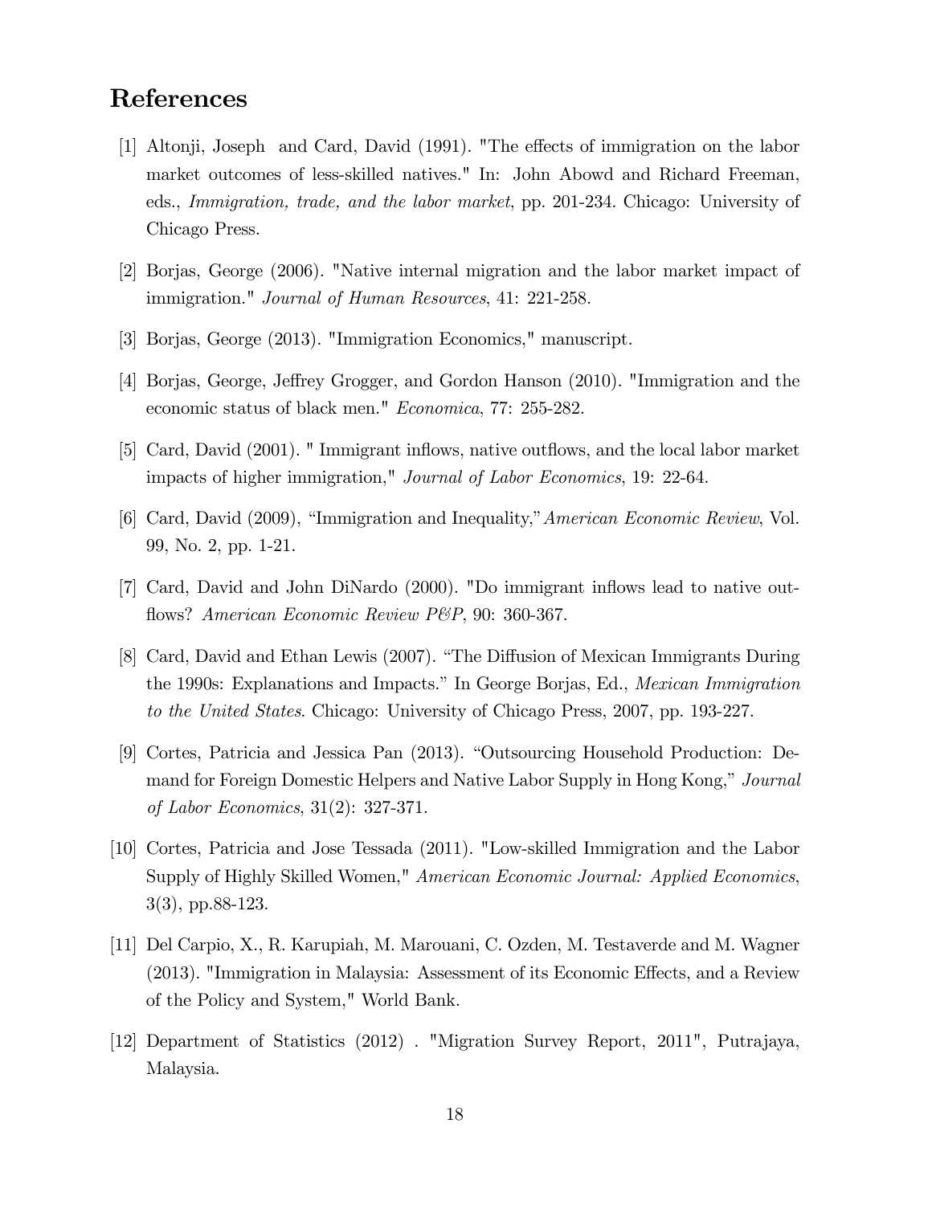## References

[1] Altonji, Joseph and Card, David (1991). "The effects of immigration on the labor market outcomes of less-skilled natives." In: John Abowd and Richard Freeman, eds., *Immigration, trade, and the labor market*, pp. 201-234. Chicago: University of Chicago Press.

[2] Borjas, George (2006). "Native internal migration and the labor market impact of immigration." *Journal of Human Resources*, 41: 221-258.

[3] Borjas, George (2013). "Immigration Economics," manuscript.

[4] Borjas, George, Jeffrey Grogger, and Gordon Hanson (2010). "Immigration and the economic status of black men." *Economica*, 77: 255-282.

[5] Card, David (2001). " Immigrant inflows, native outflows, and the local labor market impacts of higher immigration," *Journal of Labor Economics*, 19: 22-64.

[6] Card, David (2009), "Immigration and Inequality," *American Economic Review*, Vol. 99, No. 2, pp. 1-21.

[7] Card, David and John DiNardo (2000). "Do immigrant inflows lead to native outflows? *American Economic Review P&P*, 90: 360-367.

[8] Card, David and Ethan Lewis (2007). "The Diffusion of Mexican Immigrants During the 1990s: Explanations and Impacts." In George Borjas, Ed., *Mexican Immigration to the United States*. Chicago: University of Chicago Press, 2007, pp. 193-227.

[9] Cortes, Patricia and Jessica Pan (2013). "Outsourcing Household Production: Demand for Foreign Domestic Helpers and Native Labor Supply in Hong Kong," *Journal of Labor Economics*, 31(2): 327-371.

[10] Cortes, Patricia and Jose Tessada (2011). "Low-skilled Immigration and the Labor Supply of Highly Skilled Women," *American Economic Journal: Applied Economics*, 3(3), pp.88-123.

[11] Del Carpio, X., R. Karupiah, M. Marouani, C. Ozden, M. Testaverde and M. Wagner (2013). "Immigration in Malaysia: Assessment of its Economic Effects, and a Review of the Policy and System," World Bank.

[12] Department of Statistics (2012) . "Migration Survey Report, 2011", Putrajaya, Malaysia.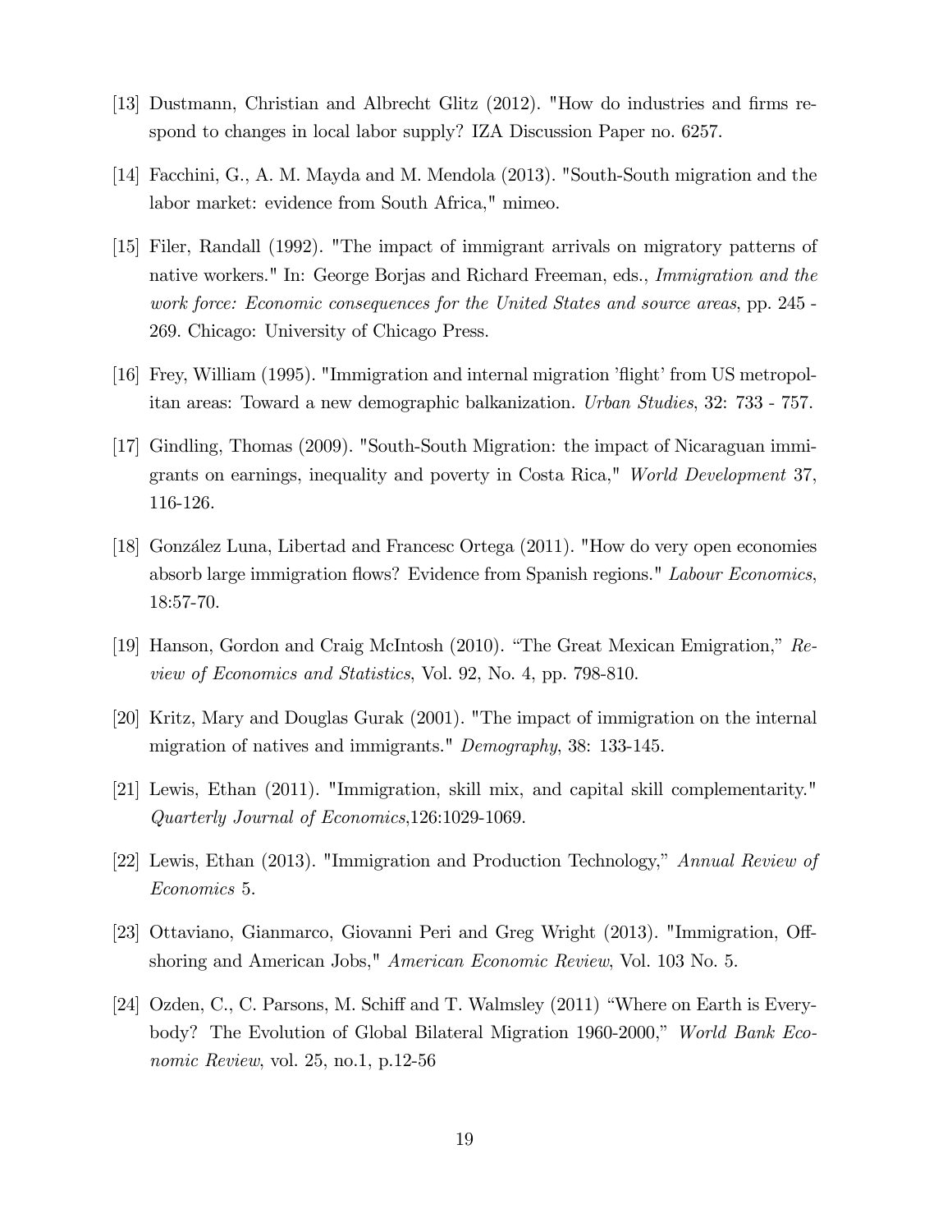[13] Dustmann, Christian and Albrecht Glitz (2012). "How do industries and firms respond to changes in local labor supply? IZA Discussion Paper no. 6257.

[14] Facchini, G., A. M. Mayda and M. Mendola (2013). "South-South migration and the labor market: evidence from South Africa," mimeo.

[15] Filer, Randall (1992). "The impact of immigrant arrivals on migratory patterns of native workers." In: George Borjas and Richard Freeman, eds., *Immigration and the work force: Economic consequences for the United States and source areas*, pp. 245 - 269. Chicago: University of Chicago Press.

[16] Frey, William (1995). "Immigration and internal migration 'flight' from US metropolitan areas: Toward a new demographic balkanization. *Urban Studies*, 32: 733 - 757.

[17] Gindling, Thomas (2009). "South-South Migration: the impact of Nicaraguan immigrants on earnings, inequality and poverty in Costa Rica," *World Development* 37, 116-126.

[18] González Luna, Libertad and Francesc Ortega (2011). "How do very open economies absorb large immigration flows? Evidence from Spanish regions." *Labour Economics*, 18:57-70.

[19] Hanson, Gordon and Craig McIntosh (2010). "The Great Mexican Emigration," *Review of Economics and Statistics*, Vol. 92, No. 4, pp. 798-810.

[20] Kritz, Mary and Douglas Gurak (2001). "The impact of immigration on the internal migration of natives and immigrants." *Demography*, 38: 133-145.

[21] Lewis, Ethan (2011). "Immigration, skill mix, and capital skill complementarity." *Quarterly Journal of Economics*,126:1029-1069.

[22] Lewis, Ethan (2013). "Immigration and Production Technology," *Annual Review of Economics* 5.

[23] Ottaviano, Gianmarco, Giovanni Peri and Greg Wright (2013). "Immigration, Offshoring and American Jobs," *American Economic Review*, Vol. 103 No. 5.

[24] Ozden, C., C. Parsons, M. Schiff and T. Walmsley (2011) "Where on Earth is Everybody? The Evolution of Global Bilateral Migration 1960-2000," *World Bank Economic Review*, vol. 25, no.1, p.12-56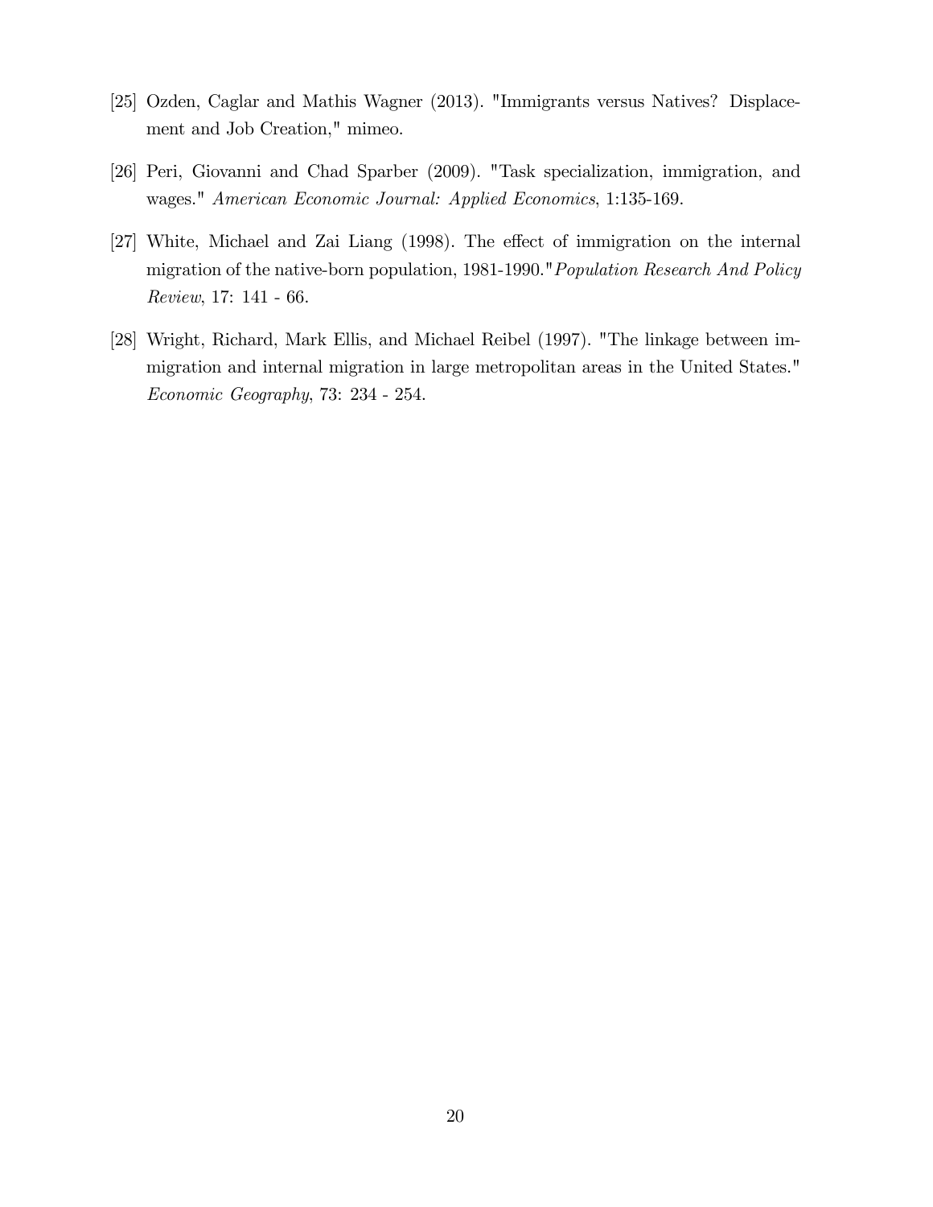[25] Ozden, Caglar and Mathis Wagner (2013). "Immigrants versus Natives? Displacement and Job Creation," mimeo.

[26] Peri, Giovanni and Chad Sparber (2009). "Task specialization, immigration, and wages." *American Economic Journal: Applied Economics*, 1:135-169.

[27] White, Michael and Zai Liang (1998). The effect of immigration on the internal migration of the native-born population, 1981-1990."*Population Research And Policy Review*, 17: 141 - 66.

[28] Wright, Richard, Mark Ellis, and Michael Reibel (1997). "The linkage between immigration and internal migration in large metropolitan areas in the United States." *Economic Geography*, 73: 234 - 254.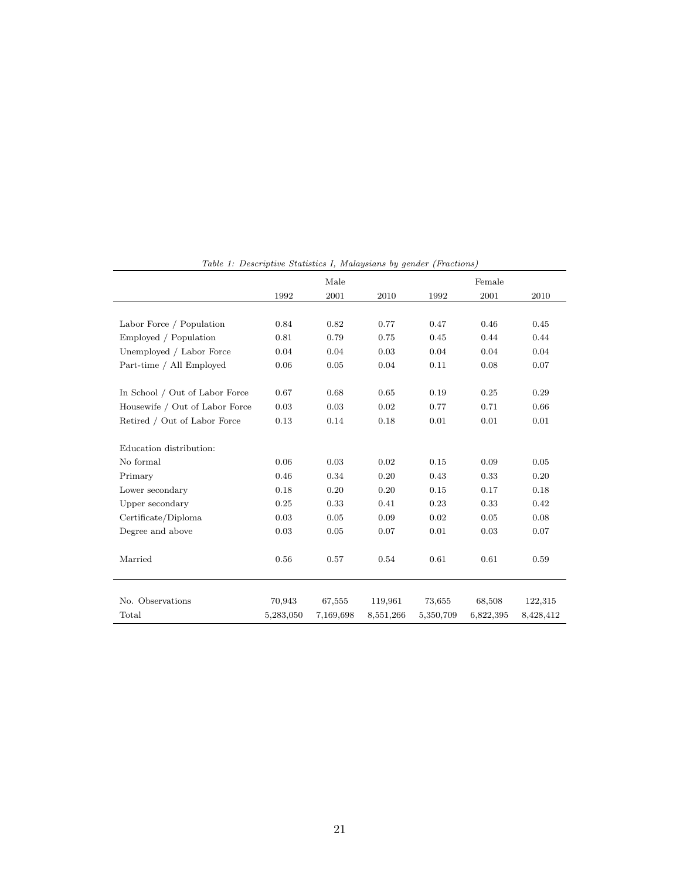*Table 1: Descriptive Statistics I, Malaysians by gender (Fractions)*

| | Male | | | Female | | |
|---|---|---|---|---|---|---|
| | 1992 | 2001 | 2010 | 1992 | 2001 | 2010 |
| Labor Force / Population | 0.84 | 0.82 | 0.77 | 0.47 | 0.46 | 0.45 |
| Employed / Population | 0.81 | 0.79 | 0.75 | 0.45 | 0.44 | 0.44 |
| Unemployed / Labor Force | 0.04 | 0.04 | 0.03 | 0.04 | 0.04 | 0.04 |
| Part-time / All Employed | 0.06 | 0.05 | 0.04 | 0.11 | 0.08 | 0.07 |
| In School / Out of Labor Force | 0.67 | 0.68 | 0.65 | 0.19 | 0.25 | 0.29 |
| Housewife / Out of Labor Force | 0.03 | 0.03 | 0.02 | 0.77 | 0.71 | 0.66 |
| Retired / Out of Labor Force | 0.13 | 0.14 | 0.18 | 0.01 | 0.01 | 0.01 |
| Education distribution: | | | | | | |
| No formal | 0.06 | 0.03 | 0.02 | 0.15 | 0.09 | 0.05 |
| Primary | 0.46 | 0.34 | 0.20 | 0.43 | 0.33 | 0.20 |
| Lower secondary | 0.18 | 0.20 | 0.20 | 0.15 | 0.17 | 0.18 |
| Upper secondary | 0.25 | 0.33 | 0.41 | 0.23 | 0.33 | 0.42 |
| Certificate/Diploma | 0.03 | 0.05 | 0.09 | 0.02 | 0.05 | 0.08 |
| Degree and above | 0.03 | 0.05 | 0.07 | 0.01 | 0.03 | 0.07 |
| Married | 0.56 | 0.57 | 0.54 | 0.61 | 0.61 | 0.59 |
| No. Observations | 70,943 | 67,555 | 119,961 | 73,655 | 68,508 | 122,315 |
| Total | 5,283,050 | 7,169,698 | 8,551,266 | 5,350,709 | 6,822,395 | 8,428,412 |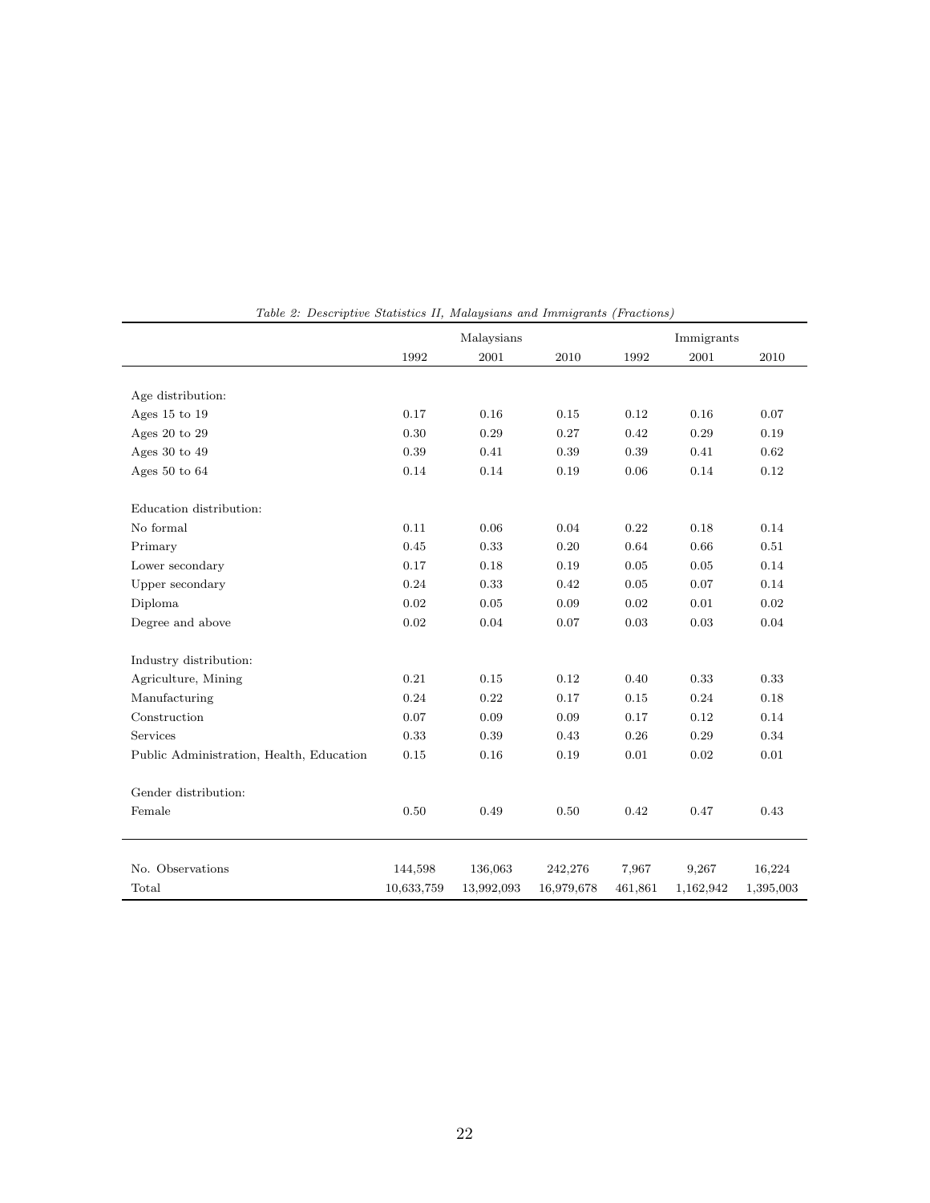*Table 2: Descriptive Statistics II, Malaysians and Immigrants (Fractions)*

| | Malaysians | | | Immigrants | | |
|---|---|---|---|---|---|---|
| | 1992 | 2001 | 2010 | 1992 | 2001 | 2010 |
| Age distribution: | | | | | | |
| Ages 15 to 19 | 0.17 | 0.16 | 0.15 | 0.12 | 0.16 | 0.07 |
| Ages 20 to 29 | 0.30 | 0.29 | 0.27 | 0.42 | 0.29 | 0.19 |
| Ages 30 to 49 | 0.39 | 0.41 | 0.39 | 0.39 | 0.41 | 0.62 |
| Ages 50 to 64 | 0.14 | 0.14 | 0.19 | 0.06 | 0.14 | 0.12 |
| Education distribution: | | | | | | |
| No formal | 0.11 | 0.06 | 0.04 | 0.22 | 0.18 | 0.14 |
| Primary | 0.45 | 0.33 | 0.20 | 0.64 | 0.66 | 0.51 |
| Lower secondary | 0.17 | 0.18 | 0.19 | 0.05 | 0.05 | 0.14 |
| Upper secondary | 0.24 | 0.33 | 0.42 | 0.05 | 0.07 | 0.14 |
| Diploma | 0.02 | 0.05 | 0.09 | 0.02 | 0.01 | 0.02 |
| Degree and above | 0.02 | 0.04 | 0.07 | 0.03 | 0.03 | 0.04 |
| Industry distribution: | | | | | | |
| Agriculture, Mining | 0.21 | 0.15 | 0.12 | 0.40 | 0.33 | 0.33 |
| Manufacturing | 0.24 | 0.22 | 0.17 | 0.15 | 0.24 | 0.18 |
| Construction | 0.07 | 0.09 | 0.09 | 0.17 | 0.12 | 0.14 |
| Services | 0.33 | 0.39 | 0.43 | 0.26 | 0.29 | 0.34 |
| Public Administration, Health, Education | 0.15 | 0.16 | 0.19 | 0.01 | 0.02 | 0.01 |
| Gender distribution: | | | | | | |
| Female | 0.50 | 0.49 | 0.50 | 0.42 | 0.47 | 0.43 |
| No. Observations | 144,598 | 136,063 | 242,276 | 7,967 | 9,267 | 16,224 |
| Total | 10,633,759 | 13,992,093 | 16,979,678 | 461,861 | 1,162,942 | 1,395,003 |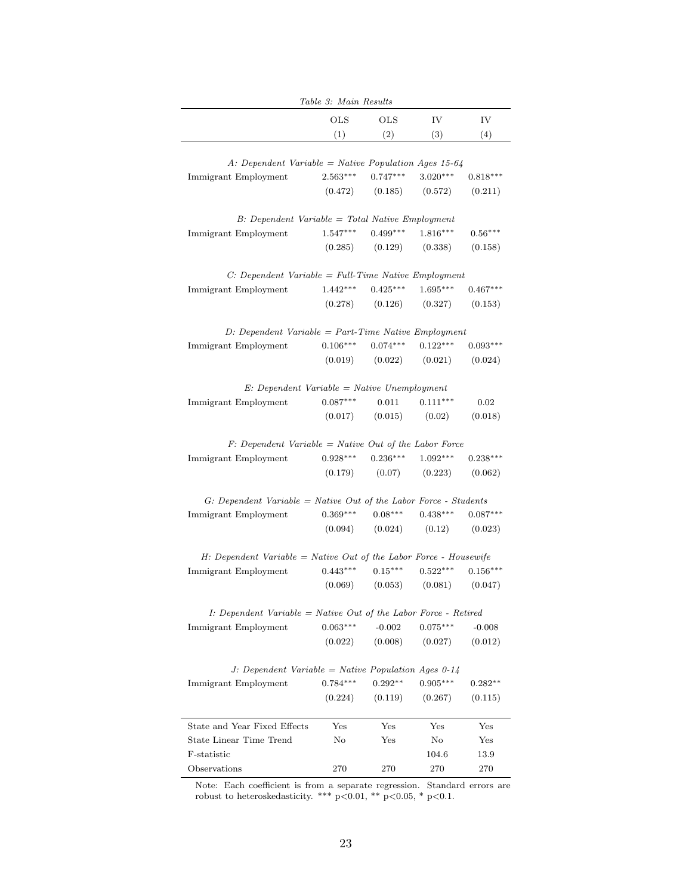*Table 3: Main Results*

| | OLS | OLS | IV | IV |
|---|---|---|---|---|
| | (1) | (2) | (3) | (4) |
| *A: Dependent Variable = Native Population Ages 15-64* | | | | |
| Immigrant Employment | 2.563*** | 0.747*** | 3.020*** | 0.818*** |
| | (0.472) | (0.185) | (0.572) | (0.211) |
| *B: Dependent Variable = Total Native Employment* | | | | |
| Immigrant Employment | 1.547*** | 0.499*** | 1.816*** | 0.56*** |
| | (0.285) | (0.129) | (0.338) | (0.158) |
| *C: Dependent Variable = Full-Time Native Employment* | | | | |
| Immigrant Employment | 1.442*** | 0.425*** | 1.695*** | 0.467*** |
| | (0.278) | (0.126) | (0.327) | (0.153) |
| *D: Dependent Variable = Part-Time Native Employment* | | | | |
| Immigrant Employment | 0.106*** | 0.074*** | 0.122*** | 0.093*** |
| | (0.019) | (0.022) | (0.021) | (0.024) |
| *E: Dependent Variable = Native Unemployment* | | | | |
| Immigrant Employment | 0.087*** | 0.011 | 0.111*** | 0.02 |
| | (0.017) | (0.015) | (0.02) | (0.018) |
| *F: Dependent Variable = Native Out of the Labor Force* | | | | |
| Immigrant Employment | 0.928*** | 0.236*** | 1.092*** | 0.238*** |
| | (0.179) | (0.07) | (0.223) | (0.062) |
| *G: Dependent Variable = Native Out of the Labor Force - Students* | | | | |
| Immigrant Employment | 0.369*** | 0.08*** | 0.438*** | 0.087*** |
| | (0.094) | (0.024) | (0.12) | (0.023) |
| *H: Dependent Variable = Native Out of the Labor Force - Housewife* | | | | |
| Immigrant Employment | 0.443*** | 0.15*** | 0.522*** | 0.156*** |
| | (0.069) | (0.053) | (0.081) | (0.047) |
| *I: Dependent Variable = Native Out of the Labor Force - Retired* | | | | |
| Immigrant Employment | 0.063*** | -0.002 | 0.075*** | -0.008 |
| | (0.022) | (0.008) | (0.027) | (0.012) |
| *J: Dependent Variable = Native Population Ages 0-14* | | | | |
| Immigrant Employment | 0.784*** | 0.292** | 0.905*** | 0.282** |
| | (0.224) | (0.119) | (0.267) | (0.115) |
| State and Year Fixed Effects | Yes | Yes | Yes | Yes |
| State Linear Time Trend | No | Yes | No | Yes |
| F-statistic | | | 104.6 | 13.9 |
| Observations | 270 | 270 | 270 | 270 |

Note: Each coefficient is from a separate regression. Standard errors are robust to heteroskedasticity. *** $p<0.01$, ** $p<0.05$, * $p<0.1$.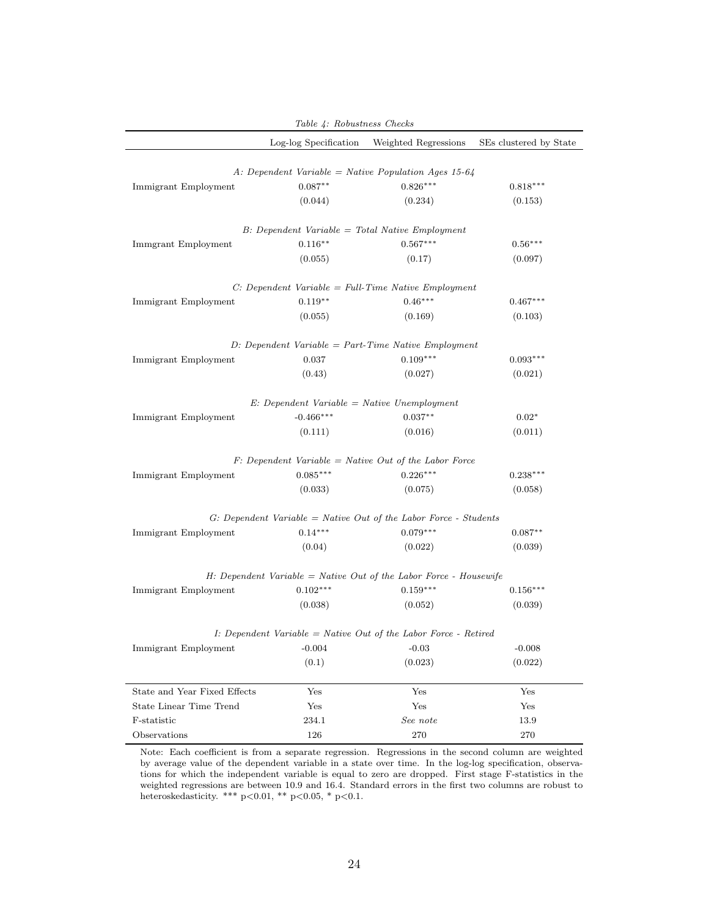*Table 4: Robustness Checks*

| | Log-log Specification | Weighted Regressions | SEs clustered by State |
|---|---|---|---|
| *A: Dependent Variable = Native Population Ages 15-64* | | | |
| Immigrant Employment | 0.087** | 0.826*** | 0.818*** |
| | (0.044) | (0.234) | (0.153) |
| *B: Dependent Variable = Total Native Employment* | | | |
| Immgrant Employment | 0.116** | 0.567*** | 0.56*** |
| | (0.055) | (0.17) | (0.097) |
| *C: Dependent Variable = Full-Time Native Employment* | | | |
| Immigrant Employment | 0.119** | 0.46*** | 0.467*** |
| | (0.055) | (0.169) | (0.103) |
| *D: Dependent Variable = Part-Time Native Employment* | | | |
| Immigrant Employment | 0.037 | 0.109*** | 0.093*** |
| | (0.43) | (0.027) | (0.021) |
| *E: Dependent Variable = Native Unemployment* | | | |
| Immigrant Employment | -0.466*** | 0.037** | 0.02* |
| | (0.111) | (0.016) | (0.011) |
| *F: Dependent Variable = Native Out of the Labor Force* | | | |
| Immigrant Employment | 0.085*** | 0.226*** | 0.238*** |
| | (0.033) | (0.075) | (0.058) |
| *G: Dependent Variable = Native Out of the Labor Force - Students* | | | |
| Immigrant Employment | 0.14*** | 0.079*** | 0.087** |
| | (0.04) | (0.022) | (0.039) |
| *H: Dependent Variable = Native Out of the Labor Force - Housewife* | | | |
| Immigrant Employment | 0.102*** | 0.159*** | 0.156*** |
| | (0.038) | (0.052) | (0.039) |
| *I: Dependent Variable = Native Out of the Labor Force - Retired* | | | |
| Immigrant Employment | -0.004 | -0.03 | -0.008 |
| | (0.1) | (0.023) | (0.022) |
| State and Year Fixed Effects | Yes | Yes | Yes |
| State Linear Time Trend | Yes | Yes | Yes |
| F-statistic | 234.1 | *See note* | 13.9 |
| Observations | 126 | 270 | 270 |

Note: Each coefficient is from a separate regression. Regressions in the second column are weighted by average value of the dependent variable in a state over time. In the log-log specification, observations for which the independent variable is equal to zero are dropped. First stage F-statistics in the weighted regressions are between 10.9 and 16.4. Standard errors in the first two columns are robust to heteroskedasticity. *** p<0.01, ** p<0.05, * p<0.1.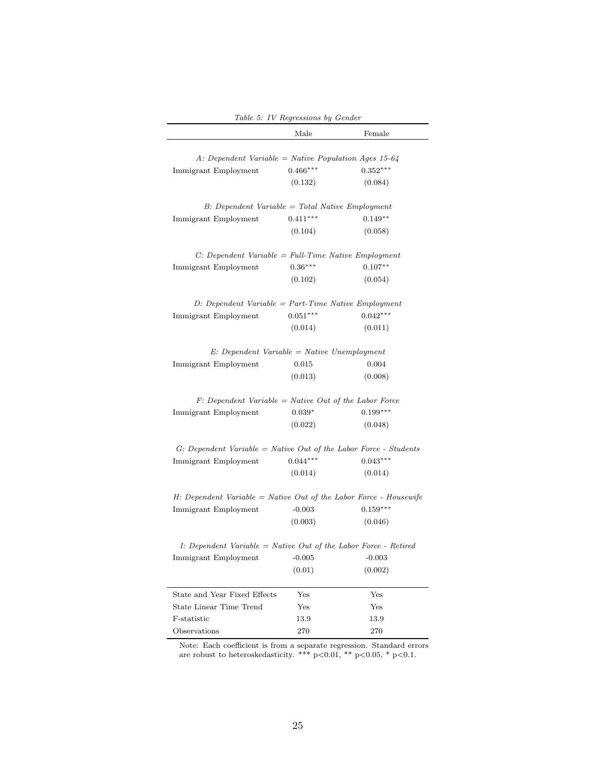*Table 5: IV Regressions by Gender*

| | Male | Female |
|---|---|---|
| *A: Dependent Variable = Native Population Ages 15-64* | | |
| Immigrant Employment | 0.466*** | 0.352*** |
| | (0.132) | (0.084) |
| *B: Dependent Variable = Total Native Employment* | | |
| Immigrant Employment | 0.411*** | 0.149** |
| | (0.104) | (0.058) |
| *C: Dependent Variable = Full-Time Native Employment* | | |
| Immigrant Employment | 0.36*** | 0.107** |
| | (0.102) | (0.054) |
| *D: Dependent Variable = Part-Time Native Employment* | | |
| Immigrant Employment | 0.051*** | 0.042*** |
| | (0.014) | (0.011) |
| *E: Dependent Variable = Native Unemployment* | | |
| Immigrant Employment | 0.015 | 0.004 |
| | (0.013) | (0.008) |
| *F: Dependent Variable = Native Out of the Labor Force* | | |
| Immigrant Employment | 0.039* | 0.199*** |
| | (0.022) | (0.048) |
| *G: Dependent Variable = Native Out of the Labor Force - Students* | | |
| Immigrant Employment | 0.044*** | 0.043*** |
| | (0.014) | (0.014) |
| *H: Dependent Variable = Native Out of the Labor Force - Housewife* | | |
| Immigrant Employment | -0.003 | 0.159*** |
| | (0.003) | (0.046) |
| *I: Dependent Variable = Native Out of the Labor Force - Retired* | | |
| Immigrant Employment | -0.005 | -0.003 |
| | (0.01) | (0.002) |
| State and Year Fixed Effects | Yes | Yes |
| State Linear Time Trend | Yes | Yes |
| F-statistic | 13.9 | 13.9 |
| Observations | 270 | 270 |

Note: Each coefficient is from a separate regression. Standard errors are robust to heteroskedasticity. *** $p<0.01$, ** $p<0.05$, * $p<0.1$.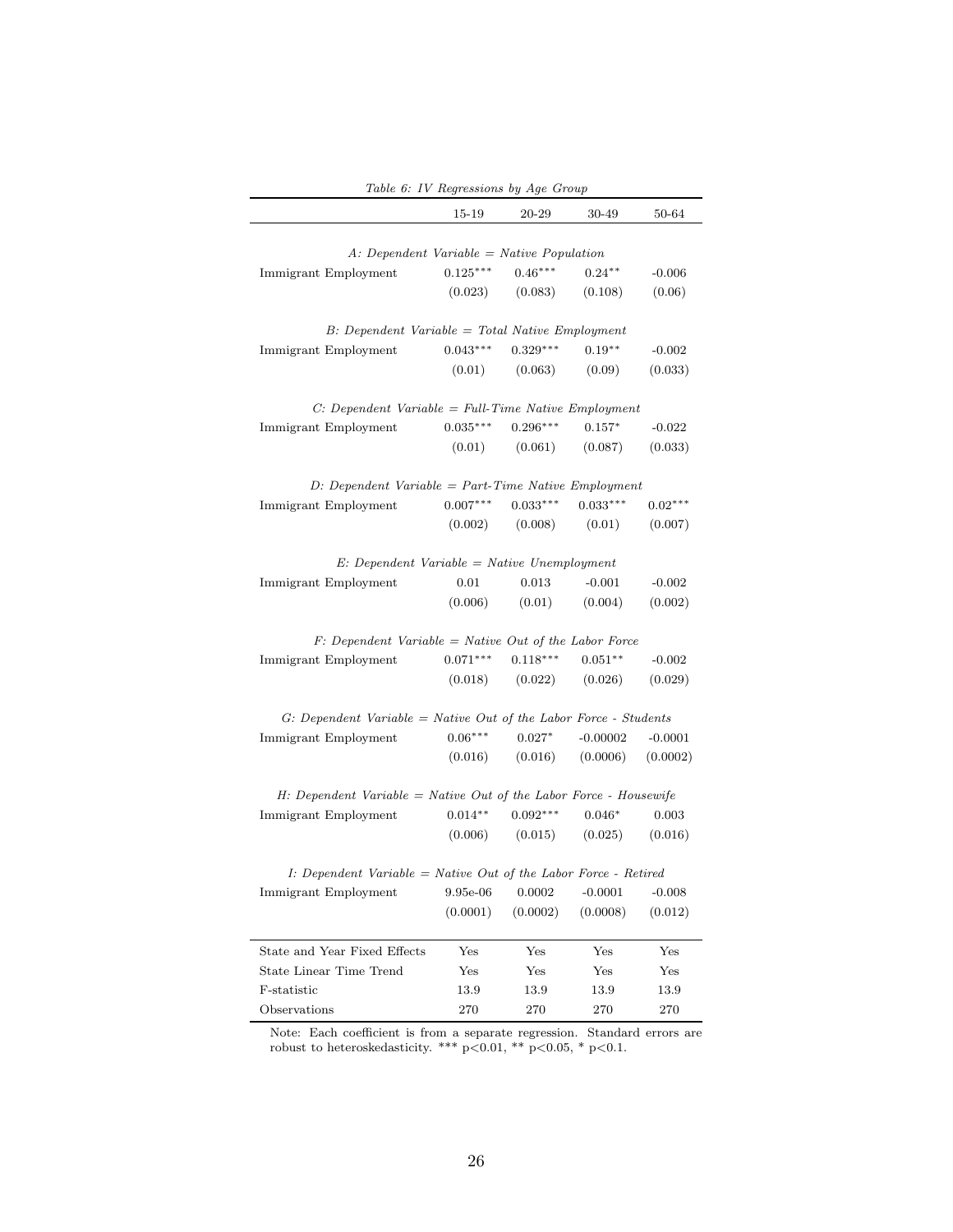*Table 6: IV Regressions by Age Group*

| | 15-19 | 20-29 | 30-49 | 50-64 |
|---|---|---|---|---|
| *A: Dependent Variable = Native Population* | | | | |
| Immigrant Employment | 0.125*** | 0.46*** | 0.24** | -0.006 |
| | (0.023) | (0.083) | (0.108) | (0.06) |
| *B: Dependent Variable = Total Native Employment* | | | | |
| Immigrant Employment | 0.043*** | 0.329*** | 0.19** | -0.002 |
| | (0.01) | (0.063) | (0.09) | (0.033) |
| *C: Dependent Variable = Full-Time Native Employment* | | | | |
| Immigrant Employment | 0.035*** | 0.296*** | 0.157* | -0.022 |
| | (0.01) | (0.061) | (0.087) | (0.033) |
| *D: Dependent Variable = Part-Time Native Employment* | | | | |
| Immigrant Employment | 0.007*** | 0.033*** | 0.033*** | 0.02*** |
| | (0.002) | (0.008) | (0.01) | (0.007) |
| *E: Dependent Variable = Native Unemployment* | | | | |
| Immigrant Employment | 0.01 | 0.013 | -0.001 | -0.002 |
| | (0.006) | (0.01) | (0.004) | (0.002) |
| *F: Dependent Variable = Native Out of the Labor Force* | | | | |
| Immigrant Employment | 0.071*** | 0.118*** | 0.051** | -0.002 |
| | (0.018) | (0.022) | (0.026) | (0.029) |
| *G: Dependent Variable = Native Out of the Labor Force - Students* | | | | |
| Immigrant Employment | 0.06*** | 0.027* | -0.00002 | -0.0001 |
| | (0.016) | (0.016) | (0.0006) | (0.0002) |
| *H: Dependent Variable = Native Out of the Labor Force - Housewife* | | | | |
| Immigrant Employment | 0.014** | 0.092*** | 0.046* | 0.003 |
| | (0.006) | (0.015) | (0.025) | (0.016) |
| *I: Dependent Variable = Native Out of the Labor Force - Retired* | | | | |
| Immigrant Employment | 9.95e-06 | 0.0002 | -0.0001 | -0.008 |
| | (0.0001) | (0.0002) | (0.0008) | (0.012) |
| State and Year Fixed Effects | Yes | Yes | Yes | Yes |
| State Linear Time Trend | Yes | Yes | Yes | Yes |
| F-statistic | 13.9 | 13.9 | 13.9 | 13.9 |
| Observations | 270 | 270 | 270 | 270 |

Note: Each coefficient is from a separate regression. Standard errors are robust to heteroskedasticity. *** $p<0.01$, ** $p<0.05$, * $p<0.1$.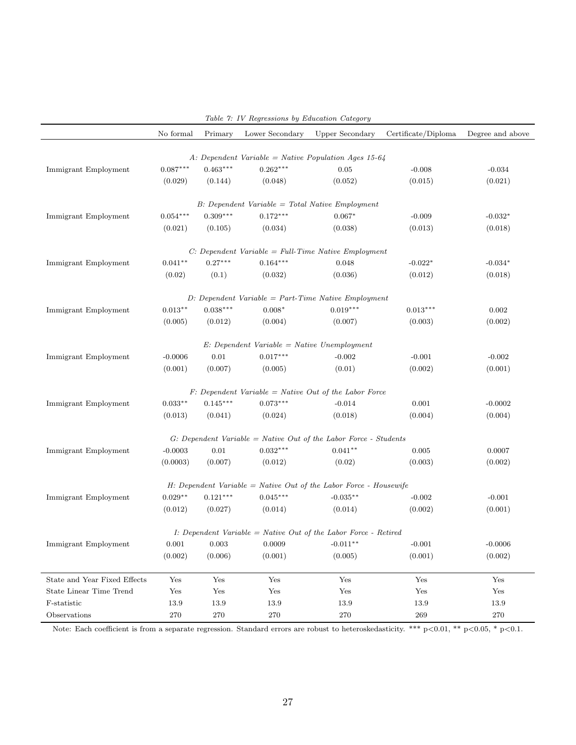*Table 7: IV Regressions by Education Category*

| | No formal | Primary | Lower Secondary | Upper Secondary | Certificate/Diploma | Degree and above |
|---|---|---|---|---|---|---|
| | | | *A: Dependent Variable = Native Population Ages 15-64* | | | |
| Immigrant Employment | 0.087*** | 0.463*** | 0.262*** | 0.05 | -0.008 | -0.034 |
| | (0.029) | (0.144) | (0.048) | (0.052) | (0.015) | (0.021) |
| | | | *B: Dependent Variable = Total Native Employment* | | | |
| Immigrant Employment | 0.054*** | 0.309*** | 0.172*** | 0.067* | -0.009 | -0.032* |
| | (0.021) | (0.105) | (0.034) | (0.038) | (0.013) | (0.018) |
| | | | *C: Dependent Variable = Full-Time Native Employment* | | | |
| Immigrant Employment | 0.041** | 0.27*** | 0.164*** | 0.048 | -0.022* | -0.034* |
| | (0.02) | (0.1) | (0.032) | (0.036) | (0.012) | (0.018) |
| | | | *D: Dependent Variable = Part-Time Native Employment* | | | |
| Immigrant Employment | 0.013** | 0.038*** | 0.008* | 0.019*** | 0.013*** | 0.002 |
| | (0.005) | (0.012) | (0.004) | (0.007) | (0.003) | (0.002) |
| | | | *E: Dependent Variable = Native Unemployment* | | | |
| Immigrant Employment | -0.0006 | 0.01 | 0.017*** | -0.002 | -0.001 | -0.002 |
| | (0.001) | (0.007) | (0.005) | (0.01) | (0.002) | (0.001) |
| | | | *F: Dependent Variable = Native Out of the Labor Force* | | | |
| Immigrant Employment | 0.033** | 0.145*** | 0.073*** | -0.014 | 0.001 | -0.0002 |
| | (0.013) | (0.041) | (0.024) | (0.018) | (0.004) | (0.004) |
| | | | *G: Dependent Variable = Native Out of the Labor Force - Students* | | | |
| Immigrant Employment | -0.0003 | 0.01 | 0.032*** | 0.041** | 0.005 | 0.0007 |
| | (0.0003) | (0.007) | (0.012) | (0.02) | (0.003) | (0.002) |
| | | | *H: Dependent Variable = Native Out of the Labor Force - Housewife* | | | |
| Immigrant Employment | 0.029** | 0.121*** | 0.045*** | -0.035** | -0.002 | -0.001 |
| | (0.012) | (0.027) | (0.014) | (0.014) | (0.002) | (0.001) |
| | | | *I: Dependent Variable = Native Out of the Labor Force - Retired* | | | |
| Immigrant Employment | 0.001 | 0.003 | 0.0009 | -0.011** | -0.001 | -0.0006 |
| | (0.002) | (0.006) | (0.001) | (0.005) | (0.001) | (0.002) |
| State and Year Fixed Effects | Yes | Yes | Yes | Yes | Yes | Yes |
| State Linear Time Trend | Yes | Yes | Yes | Yes | Yes | Yes |
| F-statistic | 13.9 | 13.9 | 13.9 | 13.9 | 13.9 | 13.9 |
| Observations | 270 | 270 | 270 | 270 | 269 | 270 |

Note: Each coefficient is from a separate regression. Standard errors are robust to heteroskedasticity. *** p<0.01, ** p<0.05, * p<0.1.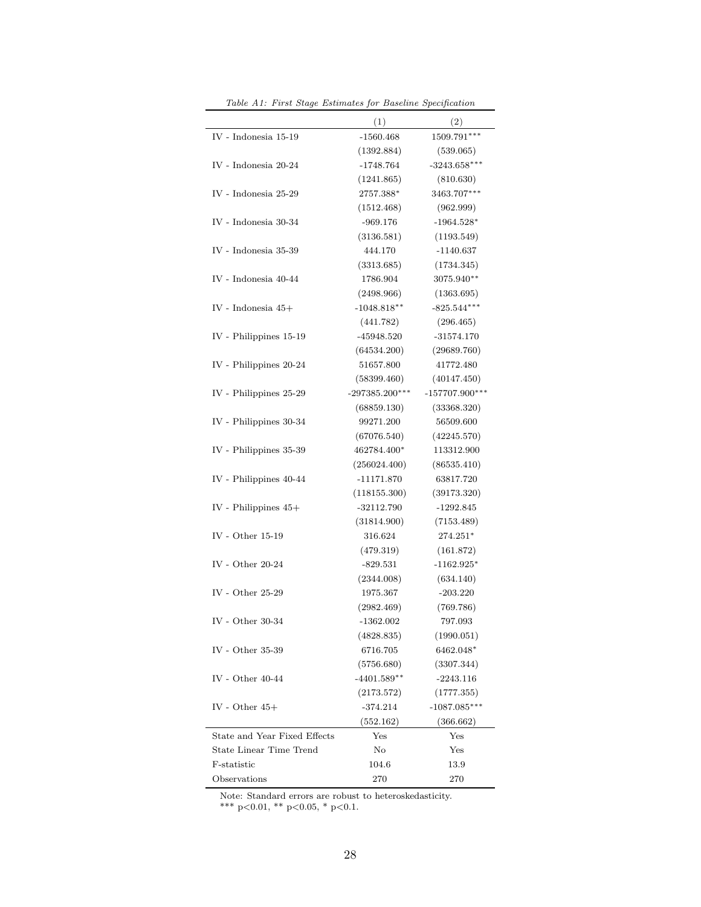*Table A1: First Stage Estimates for Baseline Specification*

| | (1) | (2) |
|---|---|---|
| IV - Indonesia 15-19 | -1560.468 | 1509.791*** |
| | (1392.884) | (539.065) |
| IV - Indonesia 20-24 | -1748.764 | -3243.658*** |
| | (1241.865) | (810.630) |
| IV - Indonesia 25-29 | 2757.388* | 3463.707*** |
| | (1512.468) | (962.999) |
| IV - Indonesia 30-34 | -969.176 | -1964.528* |
| | (3136.581) | (1193.549) |
| IV - Indonesia 35-39 | 444.170 | -1140.637 |
| | (3313.685) | (1734.345) |
| IV - Indonesia 40-44 | 1786.904 | 3075.940** |
| | (2498.966) | (1363.695) |
| IV - Indonesia 45+ | -1048.818** | -825.544*** |
| | (441.782) | (296.465) |
| IV - Philippines 15-19 | -45948.520 | -31574.170 |
| | (64534.200) | (29689.760) |
| IV - Philippines 20-24 | 51657.800 | 41772.480 |
| | (58399.460) | (40147.450) |
| IV - Philippines 25-29 | -297385.200*** | -157707.900*** |
| | (68859.130) | (33368.320) |
| IV - Philippines 30-34 | 99271.200 | 56509.600 |
| | (67076.540) | (42245.570) |
| IV - Philippines 35-39 | 462784.400* | 113312.900 |
| | (256024.400) | (86535.410) |
| IV - Philippines 40-44 | -11171.870 | 63817.720 |
| | (118155.300) | (39173.320) |
| IV - Philippines 45+ | -32112.790 | -1292.845 |
| | (31814.900) | (7153.489) |
| IV - Other 15-19 | 316.624 | 274.251* |
| | (479.319) | (161.872) |
| IV - Other 20-24 | -829.531 | -1162.925* |
| | (2344.008) | (634.140) |
| IV - Other 25-29 | 1975.367 | -203.220 |
| | (2982.469) | (769.786) |
| IV - Other 30-34 | -1362.002 | 797.093 |
| | (4828.835) | (1990.051) |
| IV - Other 35-39 | 6716.705 | 6462.048* |
| | (5756.680) | (3307.344) |
| IV - Other 40-44 | -4401.589** | -2243.116 |
| | (2173.572) | (1777.355) |
| IV - Other 45+ | -374.214 | -1087.085*** |
| | (552.162) | (366.662) |
| State and Year Fixed Effects | Yes | Yes |
| State Linear Time Trend | No | Yes |
| F-statistic | 104.6 | 13.9 |
| Observations | 270 | 270 |

Note: Standard errors are robust to heteroskedasticity.
*** p<0.01, ** p<0.05, * p<0.1.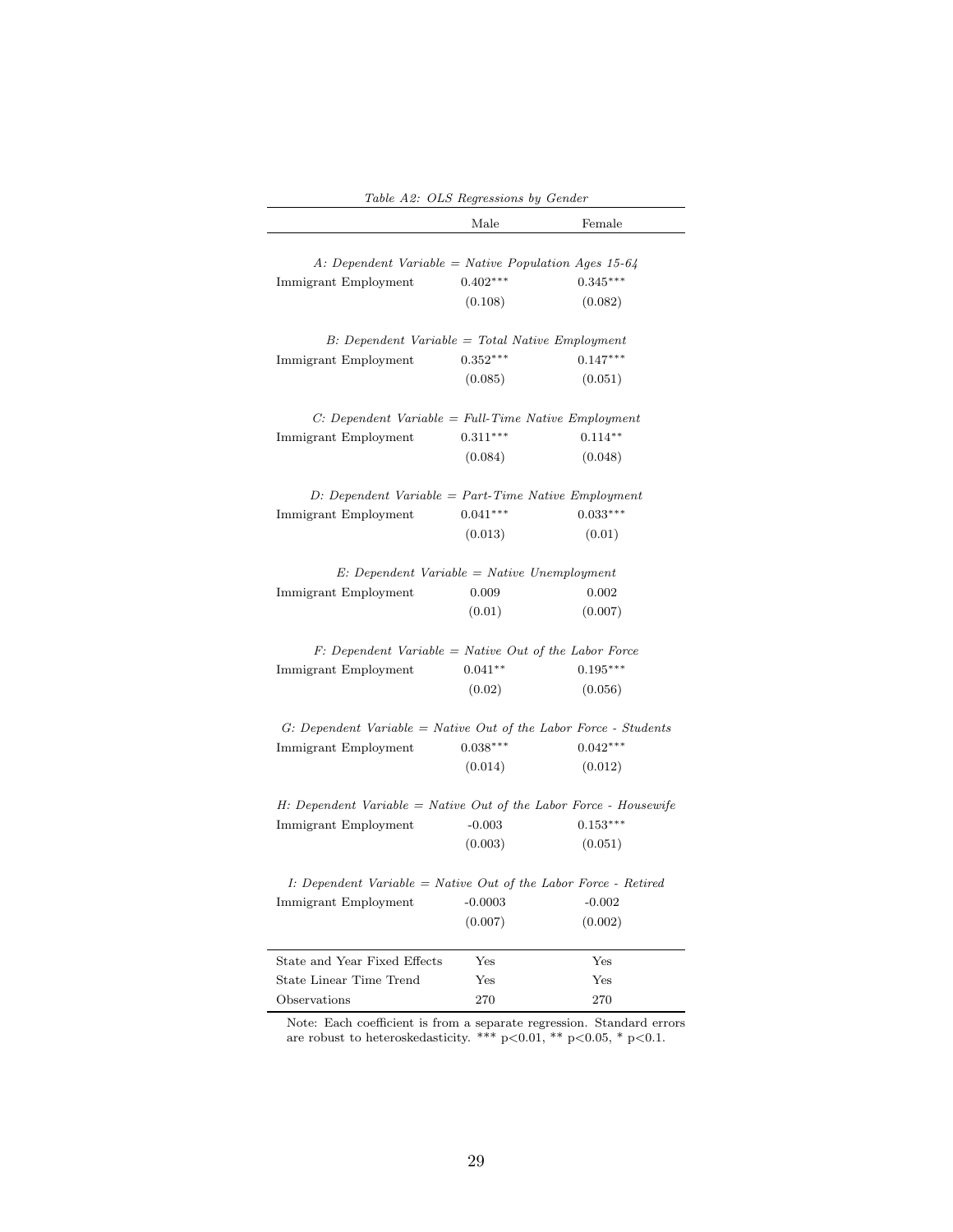*Table A2: OLS Regressions by Gender*

| | Male | Female |
|---|---|---|
| *A: Dependent Variable = Native Population Ages 15-64* | | |
| Immigrant Employment | 0.402*** | 0.345*** |
| | (0.108) | (0.082) |
| *B: Dependent Variable = Total Native Employment* | | |
| Immigrant Employment | 0.352*** | 0.147*** |
| | (0.085) | (0.051) |
| *C: Dependent Variable = Full-Time Native Employment* | | |
| Immigrant Employment | 0.311*** | 0.114** |
| | (0.084) | (0.048) |
| *D: Dependent Variable = Part-Time Native Employment* | | |
| Immigrant Employment | 0.041*** | 0.033*** |
| | (0.013) | (0.01) |
| *E: Dependent Variable = Native Unemployment* | | |
| Immigrant Employment | 0.009 | 0.002 |
| | (0.01) | (0.007) |
| *F: Dependent Variable = Native Out of the Labor Force* | | |
| Immigrant Employment | 0.041** | 0.195*** |
| | (0.02) | (0.056) |
| *G: Dependent Variable = Native Out of the Labor Force - Students* | | |
| Immigrant Employment | 0.038*** | 0.042*** |
| | (0.014) | (0.012) |
| *H: Dependent Variable = Native Out of the Labor Force - Housewife* | | |
| Immigrant Employment | -0.003 | 0.153*** |
| | (0.003) | (0.051) |
| *I: Dependent Variable = Native Out of the Labor Force - Retired* | | |
| Immigrant Employment | -0.0003 | -0.002 |
| | (0.007) | (0.002) |
| State and Year Fixed Effects | Yes | Yes |
| State Linear Time Trend | Yes | Yes |
| Observations | 270 | 270 |

Note: Each coefficient is from a separate regression. Standard errors are robust to heteroskedasticity. *** $p<0.01$, ** $p<0.05$, * $p<0.1$.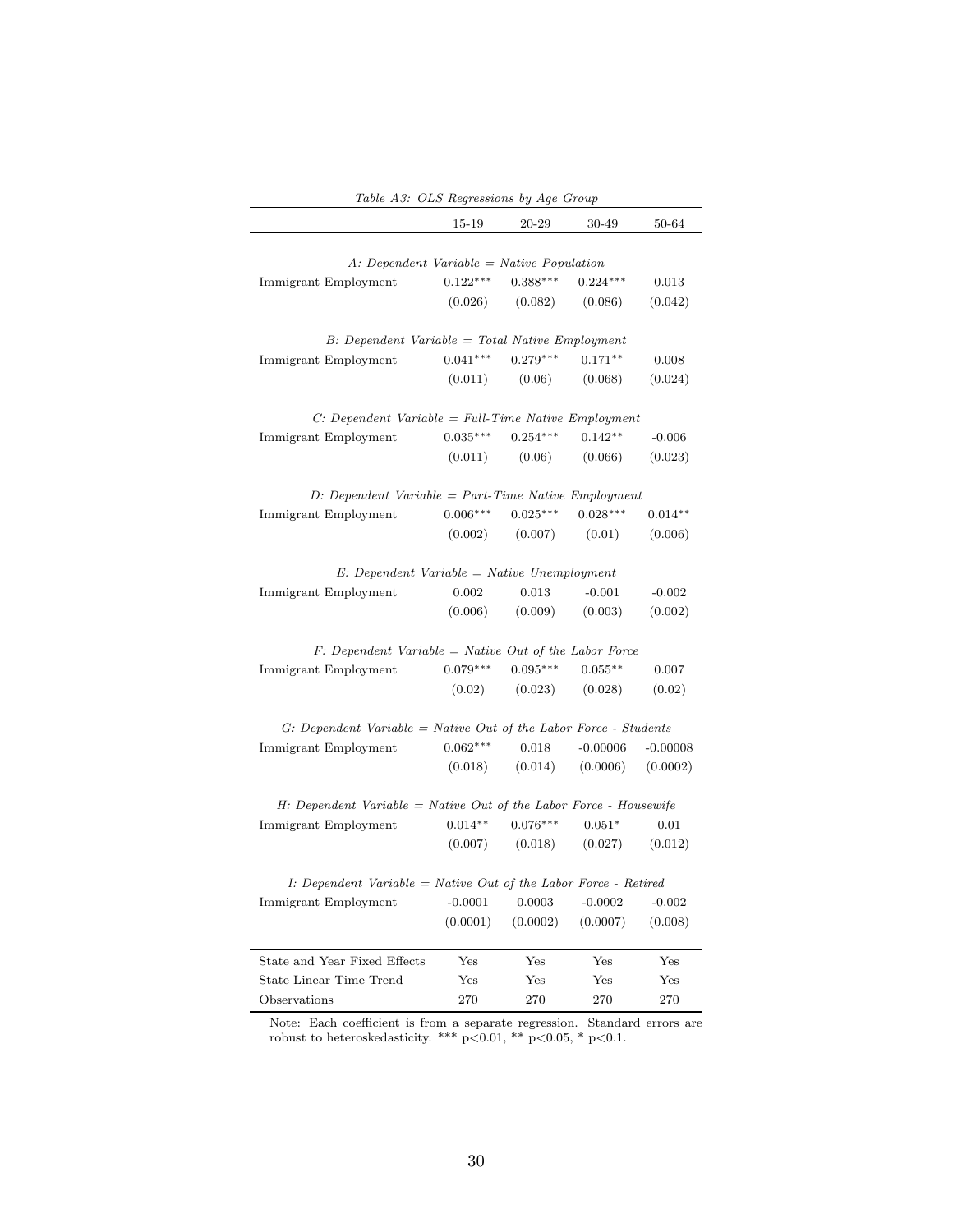*Table A3: OLS Regressions by Age Group*

| | 15-19 | 20-29 | 30-49 | 50-64 |
|---|---|---|---|---|
| *A: Dependent Variable = Native Population* | | | | |
| Immigrant Employment | 0.122*** | 0.388*** | 0.224*** | 0.013 |
| | (0.026) | (0.082) | (0.086) | (0.042) |
| *B: Dependent Variable = Total Native Employment* | | | | |
| Immigrant Employment | 0.041*** | 0.279*** | 0.171** | 0.008 |
| | (0.011) | (0.06) | (0.068) | (0.024) |
| *C: Dependent Variable = Full-Time Native Employment* | | | | |
| Immigrant Employment | 0.035*** | 0.254*** | 0.142** | -0.006 |
| | (0.011) | (0.06) | (0.066) | (0.023) |
| *D: Dependent Variable = Part-Time Native Employment* | | | | |
| Immigrant Employment | 0.006*** | 0.025*** | 0.028*** | 0.014** |
| | (0.002) | (0.007) | (0.01) | (0.006) |
| *E: Dependent Variable = Native Unemployment* | | | | |
| Immigrant Employment | 0.002 | 0.013 | -0.001 | -0.002 |
| | (0.006) | (0.009) | (0.003) | (0.002) |
| *F: Dependent Variable = Native Out of the Labor Force* | | | | |
| Immigrant Employment | 0.079*** | 0.095*** | 0.055** | 0.007 |
| | (0.02) | (0.023) | (0.028) | (0.02) |
| *G: Dependent Variable = Native Out of the Labor Force - Students* | | | | |
| Immigrant Employment | 0.062*** | 0.018 | -0.00006 | -0.00008 |
| | (0.018) | (0.014) | (0.0006) | (0.0002) |
| *H: Dependent Variable = Native Out of the Labor Force - Housewife* | | | | |
| Immigrant Employment | 0.014** | 0.076*** | 0.051* | 0.01 |
| | (0.007) | (0.018) | (0.027) | (0.012) |
| *I: Dependent Variable = Native Out of the Labor Force - Retired* | | | | |
| Immigrant Employment | -0.0001 | 0.0003 | -0.0002 | -0.002 |
| | (0.0001) | (0.0002) | (0.0007) | (0.008) |
| State and Year Fixed Effects | Yes | Yes | Yes | Yes |
| State Linear Time Trend | Yes | Yes | Yes | Yes |
| Observations | 270 | 270 | 270 | 270 |

Note: Each coefficient is from a separate regression. Standard errors are robust to heteroskedasticity. *** $p<0.01$, ** $p<0.05$, * $p<0.1$.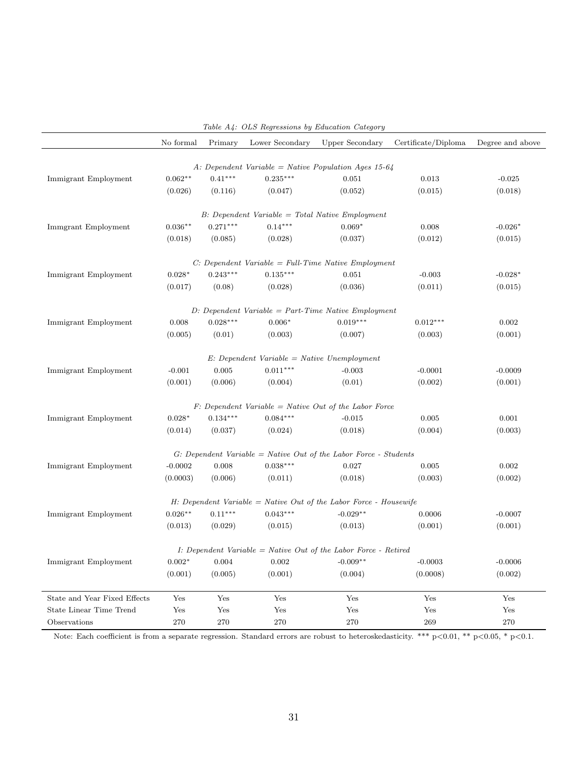*Table A4: OLS Regressions by Education Category*

| | No formal | Primary | Lower Secondary | Upper Secondary | Certificate/Diploma | Degree and above |
|---|---|---|---|---|---|---|
| | | | *A: Dependent Variable = Native Population Ages 15-64* | | | |
| Immigrant Employment | 0.062** | 0.41*** | 0.235*** | 0.051 | 0.013 | -0.025 |
| | (0.026) | (0.116) | (0.047) | (0.052) | (0.015) | (0.018) |
| | | | *B: Dependent Variable = Total Native Employment* | | | |
| Immgrant Employment | 0.036** | 0.271*** | 0.14*** | 0.069* | 0.008 | -0.026* |
| | (0.018) | (0.085) | (0.028) | (0.037) | (0.012) | (0.015) |
| | | | *C: Dependent Variable = Full-Time Native Employment* | | | |
| Immigrant Employment | 0.028* | 0.243*** | 0.135*** | 0.051 | -0.003 | -0.028* |
| | (0.017) | (0.08) | (0.028) | (0.036) | (0.011) | (0.015) |
| | | | *D: Dependent Variable = Part-Time Native Employment* | | | |
| Immigrant Employment | 0.008 | 0.028*** | 0.006* | 0.019*** | 0.012*** | 0.002 |
| | (0.005) | (0.01) | (0.003) | (0.007) | (0.003) | (0.001) |
| | | | *E: Dependent Variable = Native Unemployment* | | | |
| Immigrant Employment | -0.001 | 0.005 | 0.011*** | -0.003 | -0.0001 | -0.0009 |
| | (0.001) | (0.006) | (0.004) | (0.01) | (0.002) | (0.001) |
| | | | *F: Dependent Variable = Native Out of the Labor Force* | | | |
| Immigrant Employment | 0.028* | 0.134*** | 0.084*** | -0.015 | 0.005 | 0.001 |
| | (0.014) | (0.037) | (0.024) | (0.018) | (0.004) | (0.003) |
| | | | *G: Dependent Variable = Native Out of the Labor Force - Students* | | | |
| Immigrant Employment | -0.0002 | 0.008 | 0.038*** | 0.027 | 0.005 | 0.002 |
| | (0.0003) | (0.006) | (0.011) | (0.018) | (0.003) | (0.002) |
| | | | *H: Dependent Variable = Native Out of the Labor Force - Housewife* | | | |
| Immigrant Employment | 0.026** | 0.11*** | 0.043*** | -0.029** | 0.0006 | -0.0007 |
| | (0.013) | (0.029) | (0.015) | (0.013) | (0.001) | (0.001) |
| | | | *I: Dependent Variable = Native Out of the Labor Force - Retired* | | | |
| Immigrant Employment | 0.002* | 0.004 | 0.002 | -0.009** | -0.0003 | -0.0006 |
| | (0.001) | (0.005) | (0.001) | (0.004) | (0.0008) | (0.002) |
| State and Year Fixed Effects | Yes | Yes | Yes | Yes | Yes | Yes |
| State Linear Time Trend | Yes | Yes | Yes | Yes | Yes | Yes |
| Observations | 270 | 270 | 270 | 270 | 269 | 270 |

Note: Each coefficient is from a separate regression. Standard errors are robust to heteroskedasticity. *** $p<0.01$, ** $p<0.05$, * $p<0.1$.